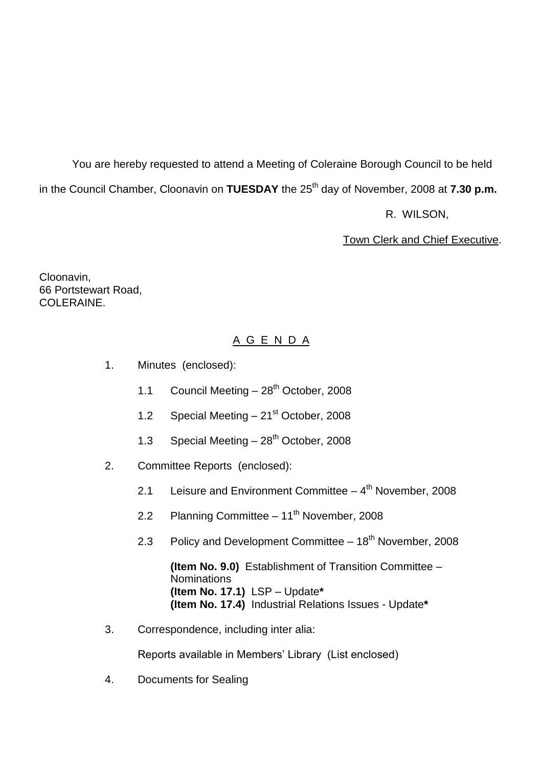You are hereby requested to attend a Meeting of Coleraine Borough Council to be held in the Council Chamber, Cloonavin on **TUESDAY** the 25th day of November, 2008 at **7.30 p.m.**

R. WILSON,

Town Clerk and Chief Executive.

Cloonavin,
66 Portstewart Road,
COLERAINE.

## A G E N D A

1. Minutes (enclosed):

   1.1 Council Meeting – 28th October, 2008

   1.2 Special Meeting – 21st October, 2008

   1.3 Special Meeting – 28th October, 2008

2. Committee Reports (enclosed):

   2.1 Leisure and Environment Committee – 4th November, 2008

   2.2 Planning Committee – 11th November, 2008

   2.3 Policy and Development Committee – 18th November, 2008

   **(Item No. 9.0)** Establishment of Transition Committee – Nominations
   **(Item No. 17.1)** LSP – Update**\***
   **(Item No. 17.4)** Industrial Relations Issues - Update**\***

3. Correspondence, including inter alia:

   Reports available in Members' Library (List enclosed)

4. Documents for Sealing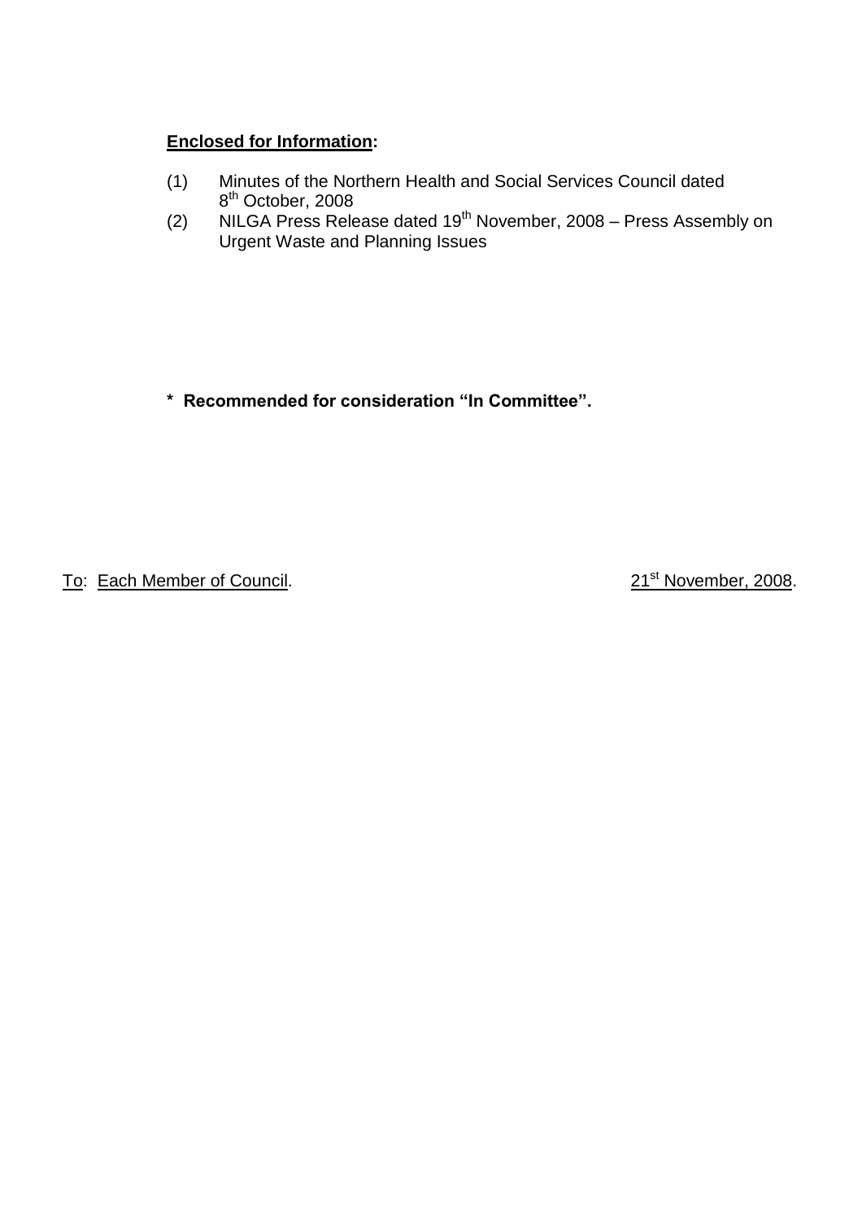**<u>Enclosed for Information</u>:**

(1) Minutes of the Northern Health and Social Services Council dated 8th October, 2008

(2) NILGA Press Release dated 19th November, 2008 – Press Assembly on Urgent Waste and Planning Issues

**\* Recommended for consideration "In Committee".**

<u>To</u>: <u>Each Member of Council</u>. <u>21st November, 2008</u>.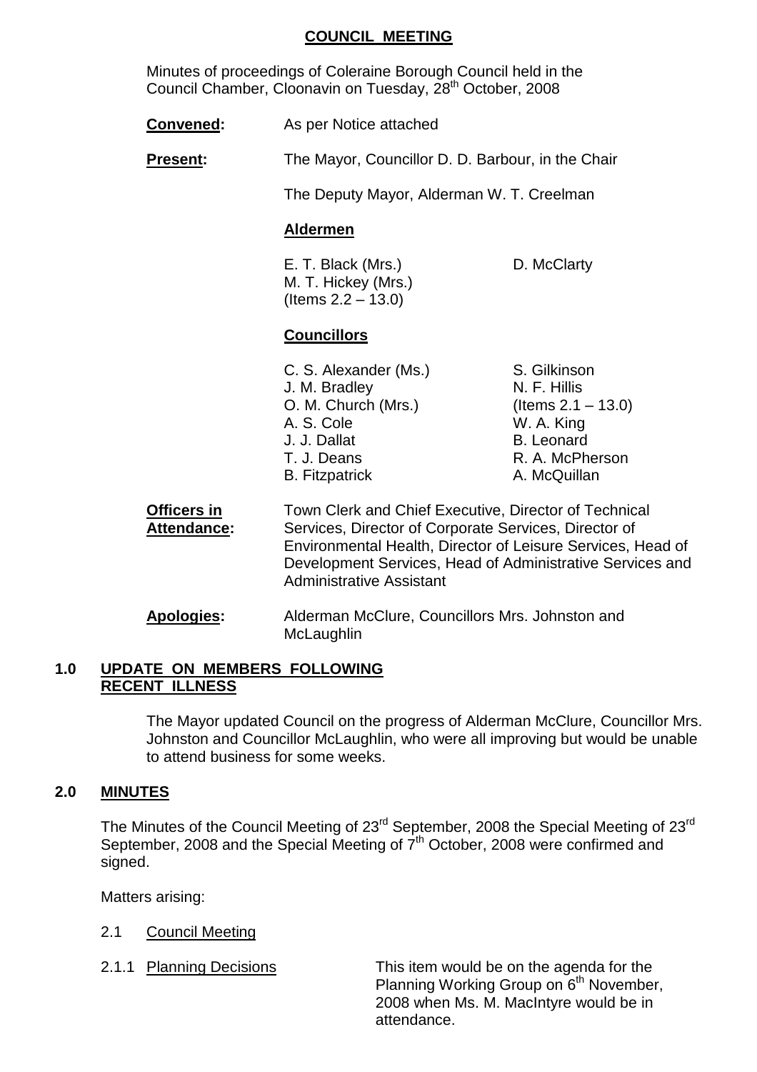# COUNCIL MEETING

Minutes of proceedings of Coleraine Borough Council held in the Council Chamber, Cloonavin on Tuesday, 28th October, 2008

**Convened:** As per Notice attached

**Present:** The Mayor, Councillor D. D. Barbour, in the Chair

The Deputy Mayor, Alderman W. T. Creelman

**Aldermen**

E. T. Black (Mrs.)
M. T. Hickey (Mrs.) (Items 2.2 – 13.0)
D. McClarty

**Councillors**

C. S. Alexander (Ms.)
J. M. Bradley
O. M. Church (Mrs.)
A. S. Cole
J. J. Dallat
T. J. Deans
B. Fitzpatrick
S. Gilkinson
N. F. Hillis (Items 2.1 – 13.0)
W. A. King
B. Leonard
R. A. McPherson
A. McQuillan

**Officers in Attendance:** Town Clerk and Chief Executive, Director of Technical Services, Director of Corporate Services, Director of Environmental Health, Director of Leisure Services, Head of Development Services, Head of Administrative Services and Administrative Assistant

**Apologies:** Alderman McClure, Councillors Mrs. Johnston and McLaughlin

## 1.0 UPDATE ON MEMBERS FOLLOWING RECENT ILLNESS

The Mayor updated Council on the progress of Alderman McClure, Councillor Mrs. Johnston and Councillor McLaughlin, who were all improving but would be unable to attend business for some weeks.

## 2.0 MINUTES

The Minutes of the Council Meeting of 23rd September, 2008 the Special Meeting of 23rd September, 2008 and the Special Meeting of 7th October, 2008 were confirmed and signed.

Matters arising:

2.1 Council Meeting

2.1.1 Planning Decisions — This item would be on the agenda for the Planning Working Group on 6th November, 2008 when Ms. M. MacIntyre would be in attendance.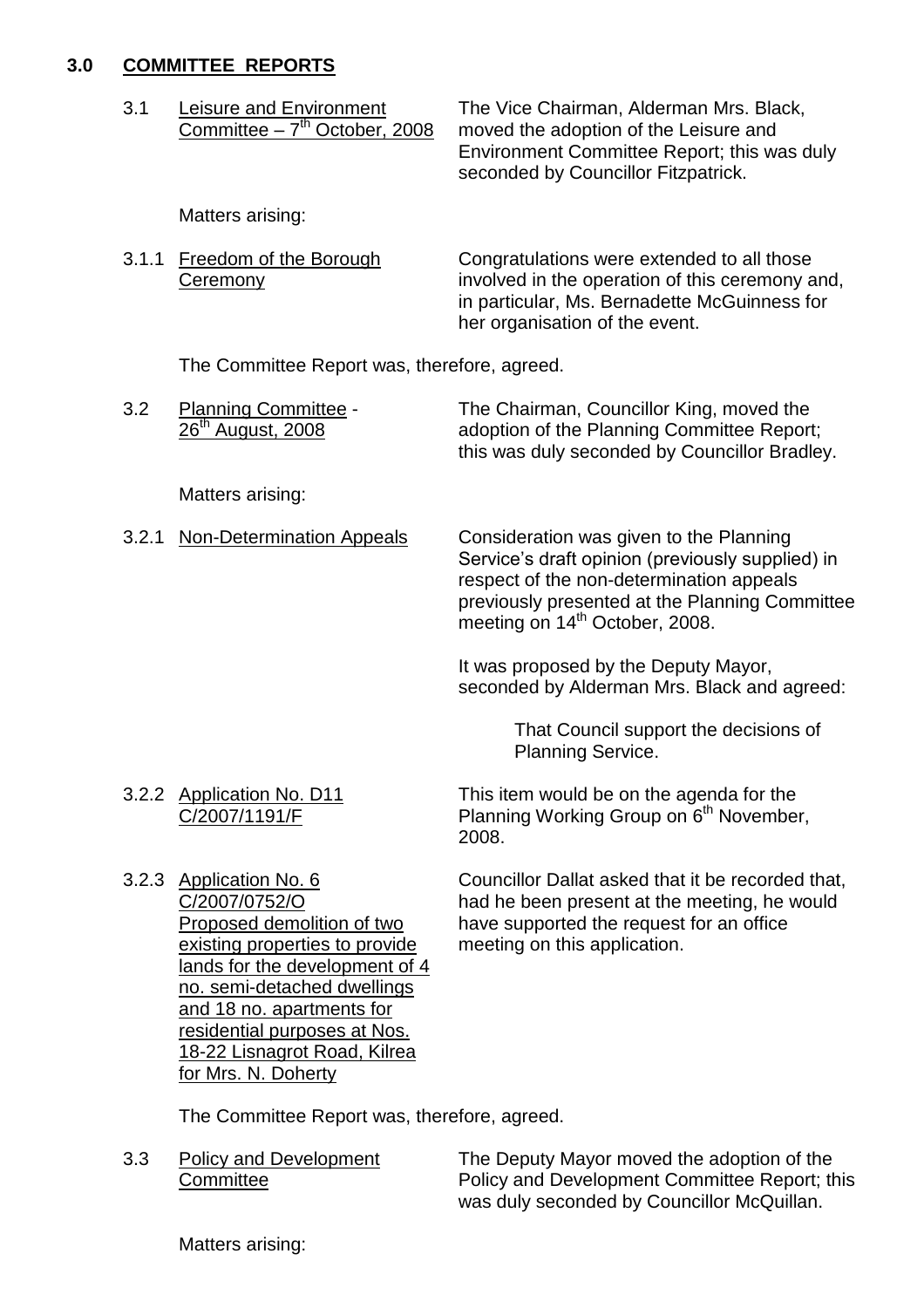## 3.0 COMMITTEE REPORTS

**3.1 Leisure and Environment Committee – 7th October, 2008**

The Vice Chairman, Alderman Mrs. Black, moved the adoption of the Leisure and Environment Committee Report; this was duly seconded by Councillor Fitzpatrick.

Matters arising:

**3.1.1 Freedom of the Borough Ceremony**

Congratulations were extended to all those involved in the operation of this ceremony and, in particular, Ms. Bernadette McGuinness for her organisation of the event.

The Committee Report was, therefore, agreed.

**3.2 Planning Committee - 26th August, 2008**

The Chairman, Councillor King, moved the adoption of the Planning Committee Report; this was duly seconded by Councillor Bradley.

Matters arising:

**3.2.1 Non-Determination Appeals**

Consideration was given to the Planning Service's draft opinion (previously supplied) in respect of the non-determination appeals previously presented at the Planning Committee meeting on 14th October, 2008.

It was proposed by the Deputy Mayor, seconded by Alderman Mrs. Black and agreed:

> That Council support the decisions of Planning Service.

**3.2.2 Application No. D11 C/2007/1191/F**

This item would be on the agenda for the Planning Working Group on 6th November, 2008.

**3.2.3 Application No. 6 C/2007/0752/O Proposed demolition of two existing properties to provide lands for the development of 4 no. semi-detached dwellings and 18 no. apartments for residential purposes at Nos. 18-22 Lisnagrot Road, Kilrea for Mrs. N. Doherty**

Councillor Dallat asked that it be recorded that, had he been present at the meeting, he would have supported the request for an office meeting on this application.

The Committee Report was, therefore, agreed.

**3.3 Policy and Development Committee**

The Deputy Mayor moved the adoption of the Policy and Development Committee Report; this was duly seconded by Councillor McQuillan.

Matters arising: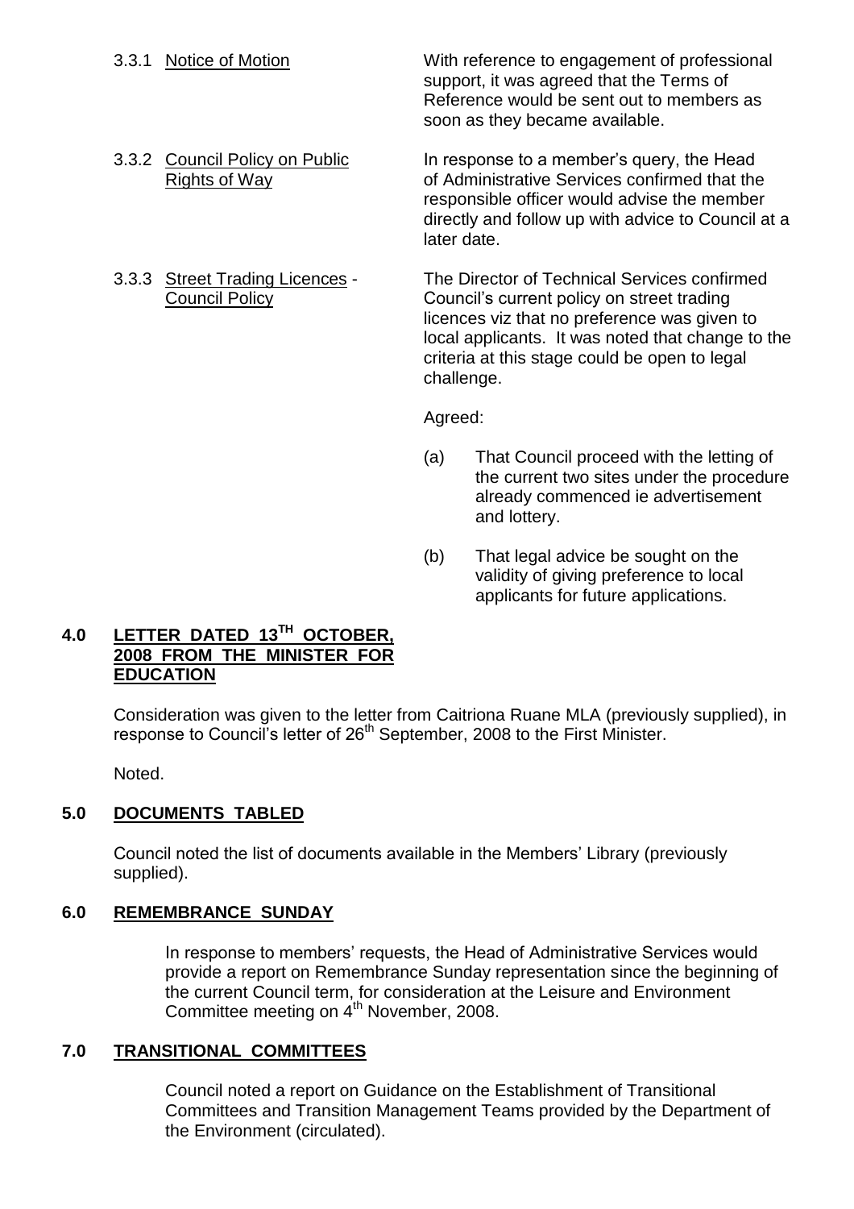3.3.1 Notice of Motion

With reference to engagement of professional support, it was agreed that the Terms of Reference would be sent out to members as soon as they became available.

3.3.2 Council Policy on Public Rights of Way

In response to a member's query, the Head of Administrative Services confirmed that the responsible officer would advise the member directly and follow up with advice to Council at a later date.

3.3.3 Street Trading Licences - Council Policy

The Director of Technical Services confirmed Council's current policy on street trading licences viz that no preference was given to local applicants. It was noted that change to the criteria at this stage could be open to legal challenge.

Agreed:

(a) That Council proceed with the letting of the current two sites under the procedure already commenced ie advertisement and lottery.

(b) That legal advice be sought on the validity of giving preference to local applicants for future applications.

## 4.0 LETTER DATED 13TH OCTOBER, 2008 FROM THE MINISTER FOR EDUCATION

Consideration was given to the letter from Caitriona Ruane MLA (previously supplied), in response to Council's letter of 26th September, 2008 to the First Minister.

Noted.

## 5.0 DOCUMENTS TABLED

Council noted the list of documents available in the Members' Library (previously supplied).

## 6.0 REMEMBRANCE SUNDAY

In response to members' requests, the Head of Administrative Services would provide a report on Remembrance Sunday representation since the beginning of the current Council term, for consideration at the Leisure and Environment Committee meeting on 4th November, 2008.

## 7.0 TRANSITIONAL COMMITTEES

Council noted a report on Guidance on the Establishment of Transitional Committees and Transition Management Teams provided by the Department of the Environment (circulated).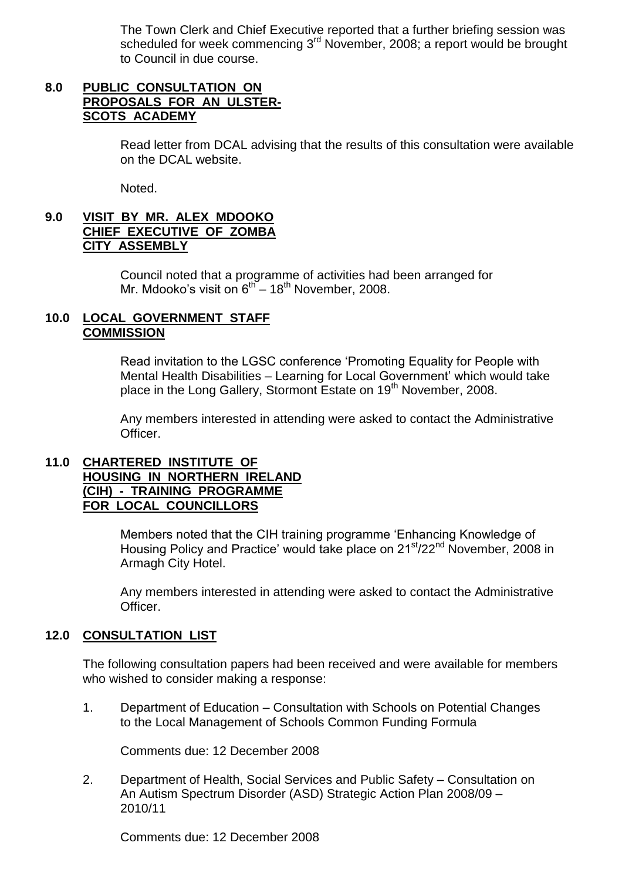The Town Clerk and Chief Executive reported that a further briefing session was scheduled for week commencing 3rd November, 2008; a report would be brought to Council in due course.

## 8.0 PUBLIC CONSULTATION ON PROPOSALS FOR AN ULSTER-SCOTS ACADEMY

Read letter from DCAL advising that the results of this consultation were available on the DCAL website.

Noted.

## 9.0 VISIT BY MR. ALEX MDOOKO CHIEF EXECUTIVE OF ZOMBA CITY ASSEMBLY

Council noted that a programme of activities had been arranged for Mr. Mdooko's visit on 6th – 18th November, 2008.

## 10.0 LOCAL GOVERNMENT STAFF COMMISSION

Read invitation to the LGSC conference 'Promoting Equality for People with Mental Health Disabilities – Learning for Local Government' which would take place in the Long Gallery, Stormont Estate on 19th November, 2008.

Any members interested in attending were asked to contact the Administrative Officer.

## 11.0 CHARTERED INSTITUTE OF HOUSING IN NORTHERN IRELAND (CIH) - TRAINING PROGRAMME FOR LOCAL COUNCILLORS

Members noted that the CIH training programme 'Enhancing Knowledge of Housing Policy and Practice' would take place on 21st/22nd November, 2008 in Armagh City Hotel.

Any members interested in attending were asked to contact the Administrative Officer.

## 12.0 CONSULTATION LIST

The following consultation papers had been received and were available for members who wished to consider making a response:

1. Department of Education – Consultation with Schools on Potential Changes to the Local Management of Schools Common Funding Formula

   Comments due: 12 December 2008

2. Department of Health, Social Services and Public Safety – Consultation on An Autism Spectrum Disorder (ASD) Strategic Action Plan 2008/09 – 2010/11

   Comments due: 12 December 2008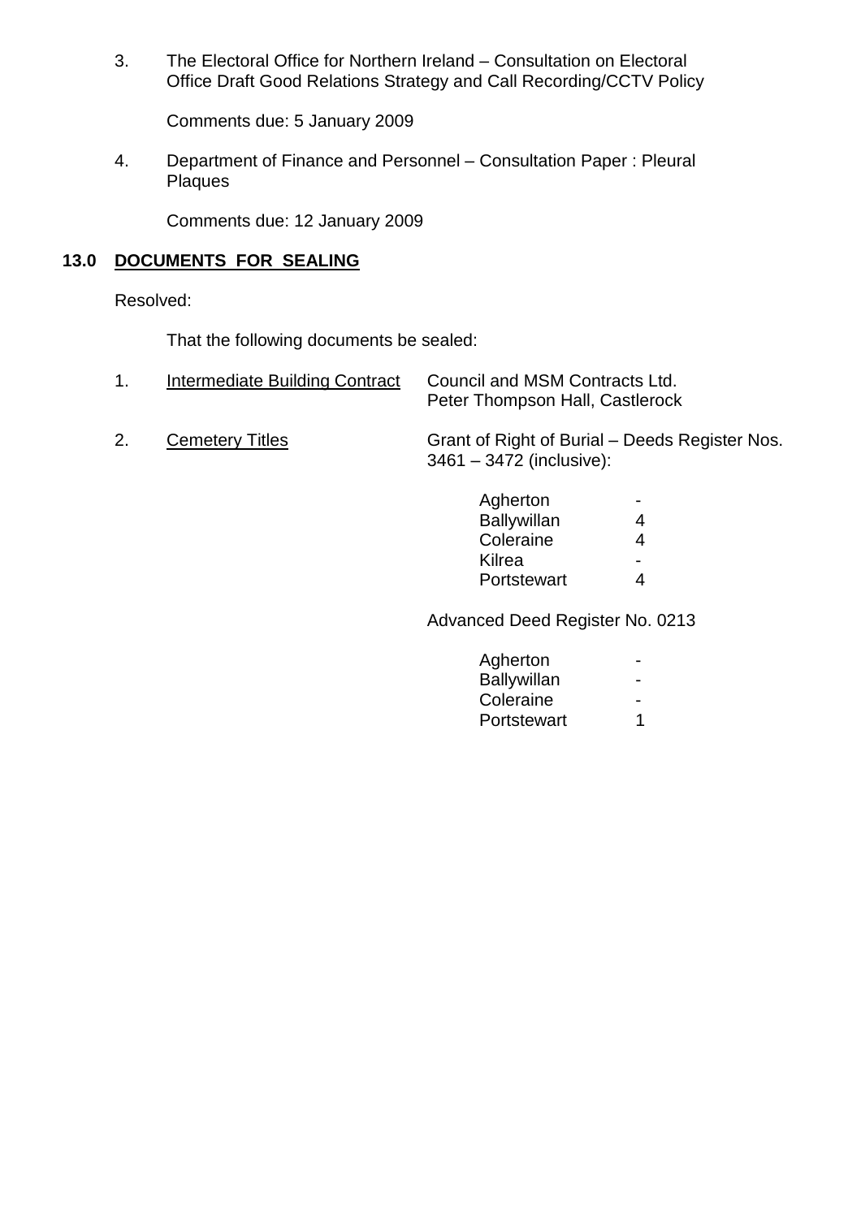3. The Electoral Office for Northern Ireland – Consultation on Electoral Office Draft Good Relations Strategy and Call Recording/CCTV Policy

   Comments due: 5 January 2009

4. Department of Finance and Personnel – Consultation Paper : Pleural Plaques

   Comments due: 12 January 2009

## 13.0 DOCUMENTS FOR SEALING

Resolved:

That the following documents be sealed:

1. Intermediate Building Contract — Council and MSM Contracts Ltd. Peter Thompson Hall, Castlerock

2. Cemetery Titles — Grant of Right of Burial – Deeds Register Nos. 3461 – 3472 (inclusive):

| | |
|---|---|
| Agherton | - |
| Ballywillan | 4 |
| Coleraine | 4 |
| Kilrea | - |
| Portstewart | 4 |

Advanced Deed Register No. 0213

| | |
|---|---|
| Agherton | - |
| Ballywillan | - |
| Coleraine | - |
| Portstewart | 1 |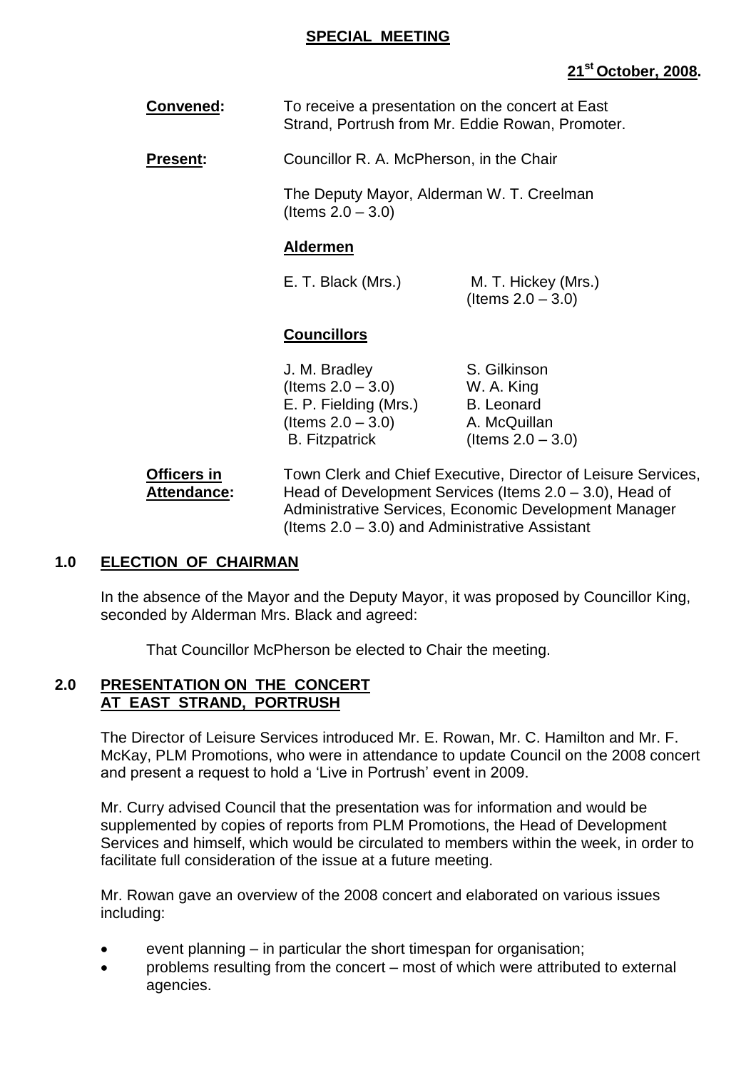**SPECIAL MEETING**

**21st October, 2008.**

**Convened:** To receive a presentation on the concert at East Strand, Portrush from Mr. Eddie Rowan, Promoter.

**Present:** Councillor R. A. McPherson, in the Chair

The Deputy Mayor, Alderman W. T. Creelman (Items 2.0 – 3.0)

**Aldermen**

| | |
|---|---|
| E. T. Black (Mrs.) | M. T. Hickey (Mrs.) (Items 2.0 – 3.0) |

**Councillors**

| | |
|---|---|
| J. M. Bradley (Items 2.0 – 3.0) | S. Gilkinson |
| E. P. Fielding (Mrs.) (Items 2.0 – 3.0) | W. A. King |
| B. Fitzpatrick | B. Leonard |
| | A. McQuillan (Items 2.0 – 3.0) |

**Officers in Attendance:** Town Clerk and Chief Executive, Director of Leisure Services, Head of Development Services (Items 2.0 – 3.0), Head of Administrative Services, Economic Development Manager (Items 2.0 – 3.0) and Administrative Assistant

## 1.0 ELECTION OF CHAIRMAN

In the absence of the Mayor and the Deputy Mayor, it was proposed by Councillor King, seconded by Alderman Mrs. Black and agreed:

That Councillor McPherson be elected to Chair the meeting.

## 2.0 PRESENTATION ON THE CONCERT AT EAST STRAND, PORTRUSH

The Director of Leisure Services introduced Mr. E. Rowan, Mr. C. Hamilton and Mr. F. McKay, PLM Promotions, who were in attendance to update Council on the 2008 concert and present a request to hold a 'Live in Portrush' event in 2009.

Mr. Curry advised Council that the presentation was for information and would be supplemented by copies of reports from PLM Promotions, the Head of Development Services and himself, which would be circulated to members within the week, in order to facilitate full consideration of the issue at a future meeting.

Mr. Rowan gave an overview of the 2008 concert and elaborated on various issues including:

- event planning – in particular the short timespan for organisation;
- problems resulting from the concert – most of which were attributed to external agencies.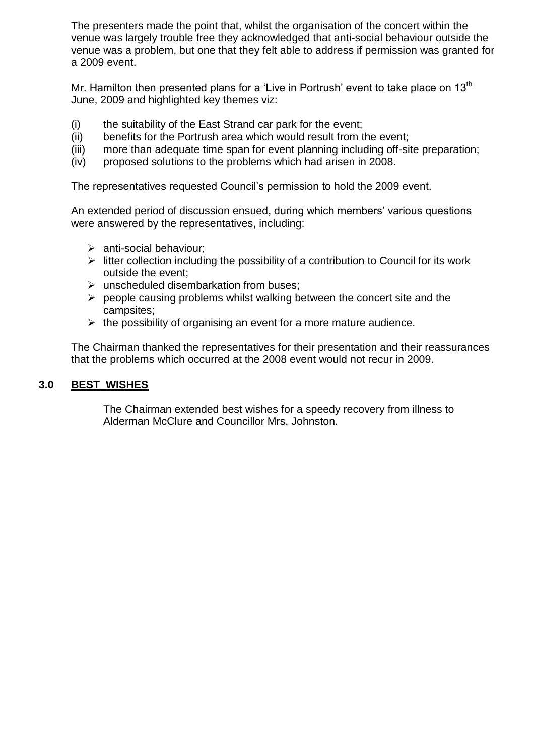The presenters made the point that, whilst the organisation of the concert within the venue was largely trouble free they acknowledged that anti-social behaviour outside the venue was a problem, but one that they felt able to address if permission was granted for a 2009 event.

Mr. Hamilton then presented plans for a 'Live in Portrush' event to take place on 13th June, 2009 and highlighted key themes viz:

(i) the suitability of the East Strand car park for the event;
(ii) benefits for the Portrush area which would result from the event;
(iii) more than adequate time span for event planning including off-site preparation;
(iv) proposed solutions to the problems which had arisen in 2008.

The representatives requested Council's permission to hold the 2009 event.

An extended period of discussion ensued, during which members' various questions were answered by the representatives, including:

- anti-social behaviour;
- litter collection including the possibility of a contribution to Council for its work outside the event;
- unscheduled disembarkation from buses;
- people causing problems whilst walking between the concert site and the campsites;
- the possibility of organising an event for a more mature audience.

The Chairman thanked the representatives for their presentation and their reassurances that the problems which occurred at the 2008 event would not recur in 2009.

## 3.0 BEST WISHES

The Chairman extended best wishes for a speedy recovery from illness to Alderman McClure and Councillor Mrs. Johnston.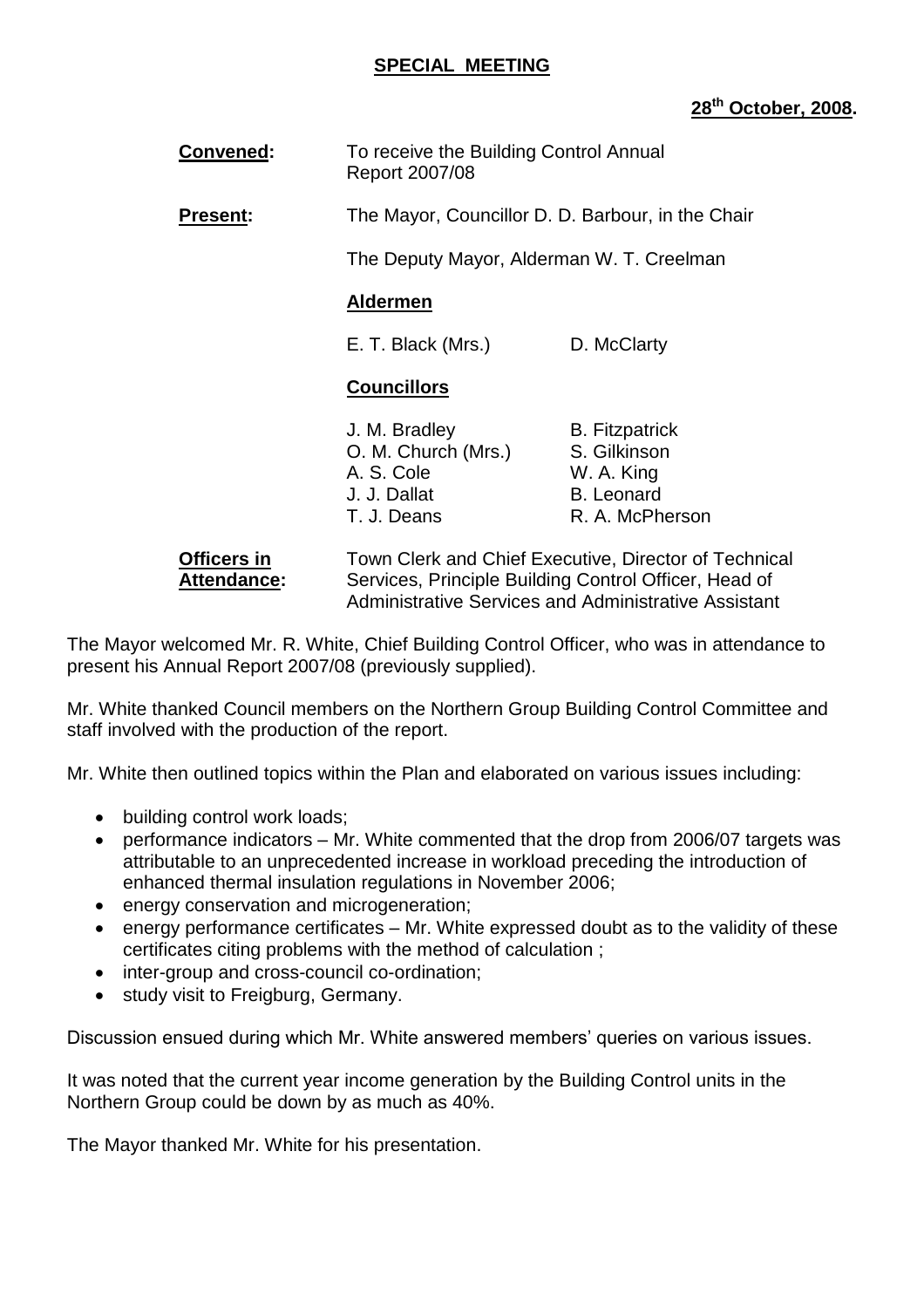## SPECIAL MEETING

**28th October, 2008.**

**Convened:** To receive the Building Control Annual Report 2007/08

**Present:** The Mayor, Councillor D. D. Barbour, in the Chair

The Deputy Mayor, Alderman W. T. Creelman

**Aldermen**

| | |
|---|---|
| E. T. Black (Mrs.) | D. McClarty |

**Councillors**

| | |
|---|---|
| J. M. Bradley | B. Fitzpatrick |
| O. M. Church (Mrs.) | S. Gilkinson |
| A. S. Cole | W. A. King |
| J. J. Dallat | B. Leonard |
| T. J. Deans | R. A. McPherson |

**Officers in Attendance:** Town Clerk and Chief Executive, Director of Technical Services, Principle Building Control Officer, Head of Administrative Services and Administrative Assistant

The Mayor welcomed Mr. R. White, Chief Building Control Officer, who was in attendance to present his Annual Report 2007/08 (previously supplied).

Mr. White thanked Council members on the Northern Group Building Control Committee and staff involved with the production of the report.

Mr. White then outlined topics within the Plan and elaborated on various issues including:

- building control work loads;
- performance indicators – Mr. White commented that the drop from 2006/07 targets was attributable to an unprecedented increase in workload preceding the introduction of enhanced thermal insulation regulations in November 2006;
- energy conservation and microgeneration;
- energy performance certificates – Mr. White expressed doubt as to the validity of these certificates citing problems with the method of calculation ;
- inter-group and cross-council co-ordination;
- study visit to Freigburg, Germany.

Discussion ensued during which Mr. White answered members' queries on various issues.

It was noted that the current year income generation by the Building Control units in the Northern Group could be down by as much as 40%.

The Mayor thanked Mr. White for his presentation.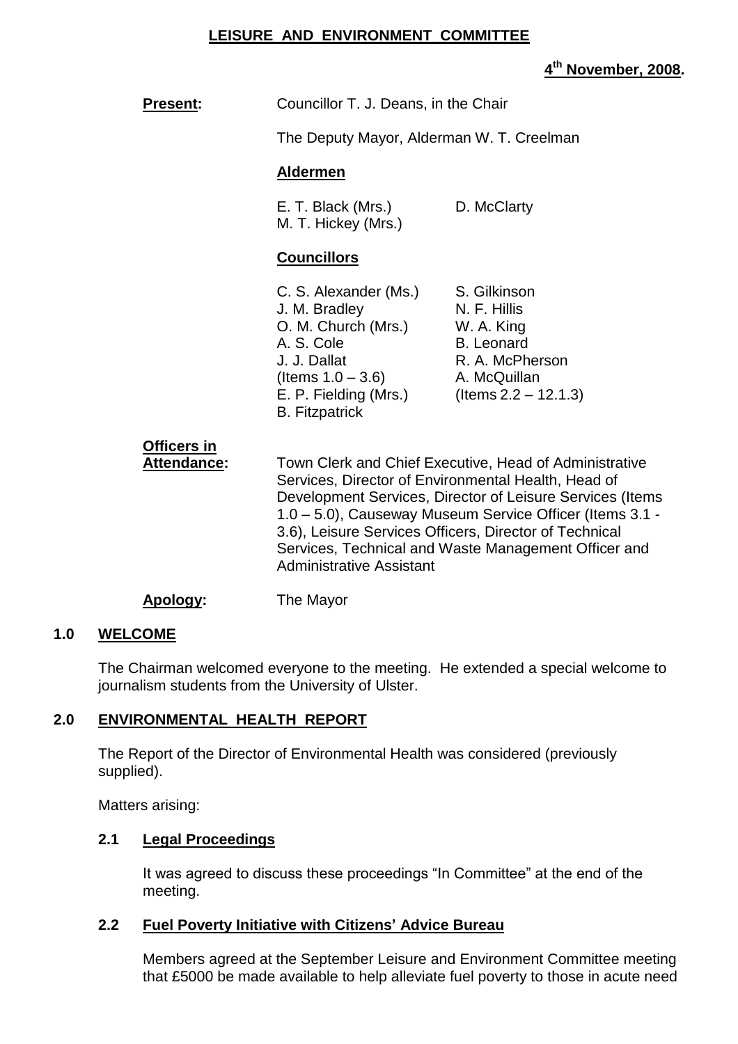# LEISURE AND ENVIRONMENT COMMITTEE

**4th November, 2008.**

**Present:** Councillor T. J. Deans, in the Chair

The Deputy Mayor, Alderman W. T. Creelman

**Aldermen**

E. T. Black (Mrs.)
D. McClarty
M. T. Hickey (Mrs.)

**Councillors**

C. S. Alexander (Ms.)
J. M. Bradley
O. M. Church (Mrs.)
A. S. Cole
J. J. Dallat (Items 1.0 – 3.6)
E. P. Fielding (Mrs.)
B. Fitzpatrick
S. Gilkinson
N. F. Hillis
W. A. King
B. Leonard
R. A. McPherson
A. McQuillan (Items 2.2 – 12.1.3)

**Officers in Attendance:** Town Clerk and Chief Executive, Head of Administrative Services, Director of Environmental Health, Head of Development Services, Director of Leisure Services (Items 1.0 – 5.0), Causeway Museum Service Officer (Items 3.1 - 3.6), Leisure Services Officers, Director of Technical Services, Technical and Waste Management Officer and Administrative Assistant

**Apology:** The Mayor

## 1.0 WELCOME

The Chairman welcomed everyone to the meeting. He extended a special welcome to journalism students from the University of Ulster.

## 2.0 ENVIRONMENTAL HEALTH REPORT

The Report of the Director of Environmental Health was considered (previously supplied).

Matters arising:

### 2.1 Legal Proceedings

It was agreed to discuss these proceedings "In Committee" at the end of the meeting.

### 2.2 Fuel Poverty Initiative with Citizens' Advice Bureau

Members agreed at the September Leisure and Environment Committee meeting that £5000 be made available to help alleviate fuel poverty to those in acute need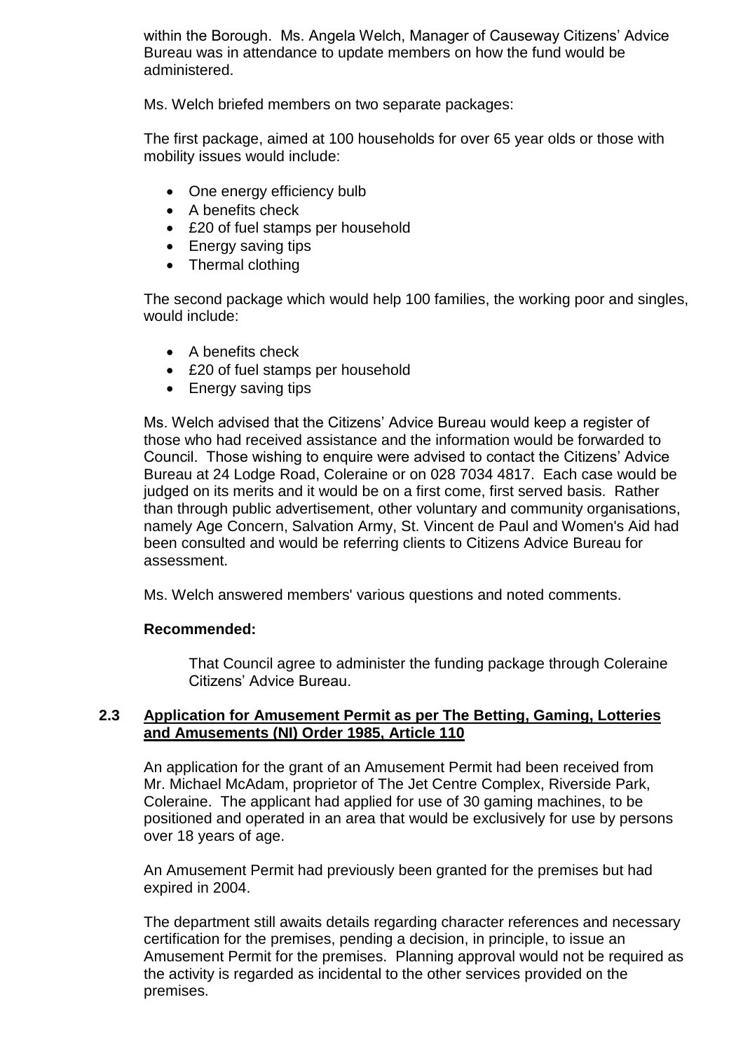within the Borough. Ms. Angela Welch, Manager of Causeway Citizens' Advice Bureau was in attendance to update members on how the fund would be administered.

Ms. Welch briefed members on two separate packages:

The first package, aimed at 100 households for over 65 year olds or those with mobility issues would include:

- One energy efficiency bulb
- A benefits check
- £20 of fuel stamps per household
- Energy saving tips
- Thermal clothing

The second package which would help 100 families, the working poor and singles, would include:

- A benefits check
- £20 of fuel stamps per household
- Energy saving tips

Ms. Welch advised that the Citizens' Advice Bureau would keep a register of those who had received assistance and the information would be forwarded to Council. Those wishing to enquire were advised to contact the Citizens' Advice Bureau at 24 Lodge Road, Coleraine or on 028 7034 4817. Each case would be judged on its merits and it would be on a first come, first served basis. Rather than through public advertisement, other voluntary and community organisations, namely Age Concern, Salvation Army, St. Vincent de Paul and Women's Aid had been consulted and would be referring clients to Citizens Advice Bureau for assessment.

Ms. Welch answered members' various questions and noted comments.

**Recommended:**

> That Council agree to administer the funding package through Coleraine Citizens' Advice Bureau.

### 2.3 Application for Amusement Permit as per The Betting, Gaming, Lotteries and Amusements (NI) Order 1985, Article 110

An application for the grant of an Amusement Permit had been received from Mr. Michael McAdam, proprietor of The Jet Centre Complex, Riverside Park, Coleraine. The applicant had applied for use of 30 gaming machines, to be positioned and operated in an area that would be exclusively for use by persons over 18 years of age.

An Amusement Permit had previously been granted for the premises but had expired in 2004.

The department still awaits details regarding character references and necessary certification for the premises, pending a decision, in principle, to issue an Amusement Permit for the premises. Planning approval would not be required as the activity is regarded as incidental to the other services provided on the premises.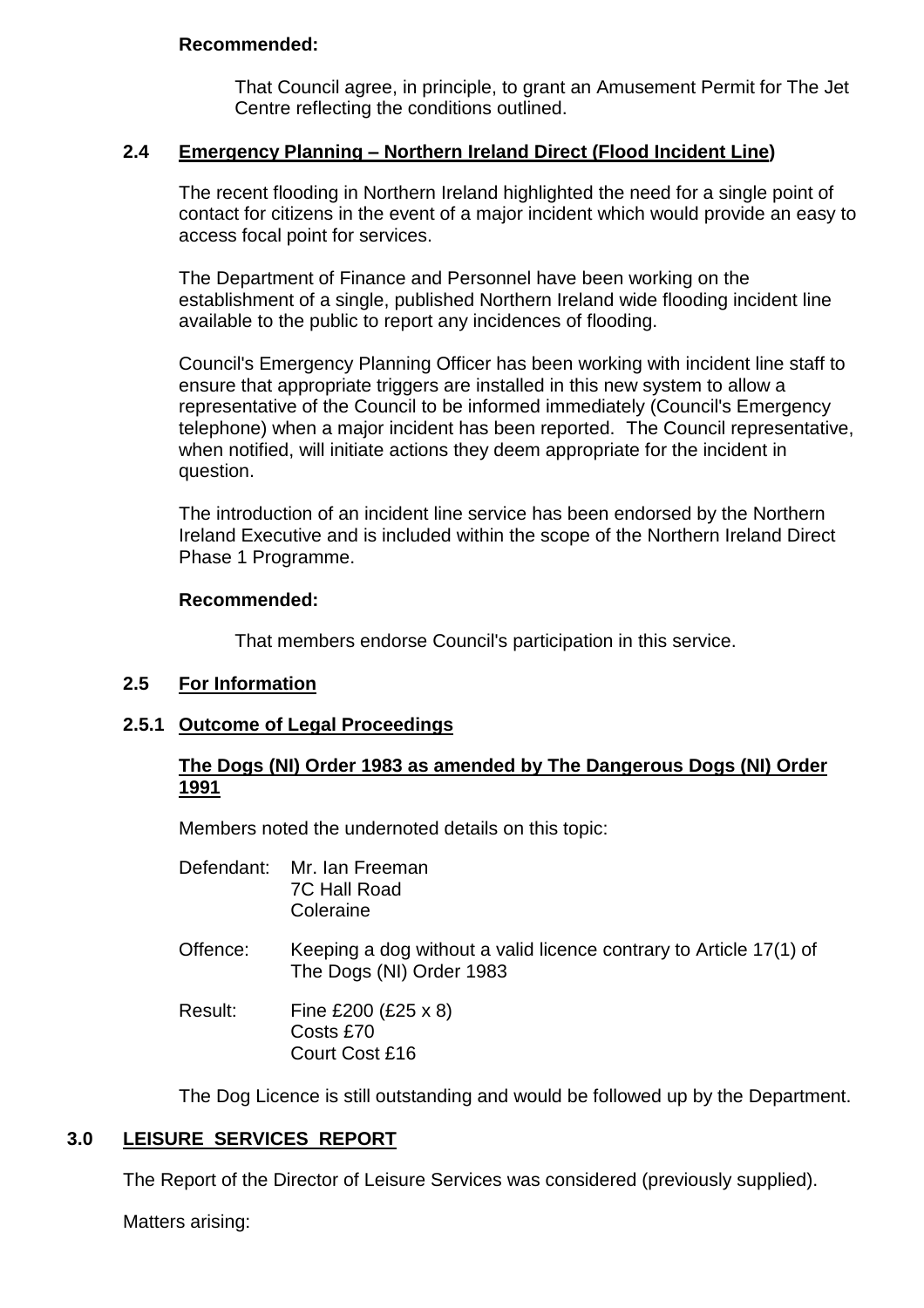**Recommended:**

That Council agree, in principle, to grant an Amusement Permit for The Jet Centre reflecting the conditions outlined.

### 2.4 Emergency Planning – Northern Ireland Direct (Flood Incident Line)

The recent flooding in Northern Ireland highlighted the need for a single point of contact for citizens in the event of a major incident which would provide an easy to access focal point for services.

The Department of Finance and Personnel have been working on the establishment of a single, published Northern Ireland wide flooding incident line available to the public to report any incidences of flooding.

Council's Emergency Planning Officer has been working with incident line staff to ensure that appropriate triggers are installed in this new system to allow a representative of the Council to be informed immediately (Council's Emergency telephone) when a major incident has been reported. The Council representative, when notified, will initiate actions they deem appropriate for the incident in question.

The introduction of an incident line service has been endorsed by the Northern Ireland Executive and is included within the scope of the Northern Ireland Direct Phase 1 Programme.

**Recommended:**

That members endorse Council's participation in this service.

### 2.5 For Information

### 2.5.1 Outcome of Legal Proceedings

**The Dogs (NI) Order 1983 as amended by The Dangerous Dogs (NI) Order 1991**

Members noted the undernoted details on this topic:

Defendant: Mr. Ian Freeman
7C Hall Road
Coleraine

Offence: Keeping a dog without a valid licence contrary to Article 17(1) of The Dogs (NI) Order 1983

Result: Fine £200 (£25 x 8)
Costs £70
Court Cost £16

The Dog Licence is still outstanding and would be followed up by the Department.

## 3.0 LEISURE SERVICES REPORT

The Report of the Director of Leisure Services was considered (previously supplied).

Matters arising: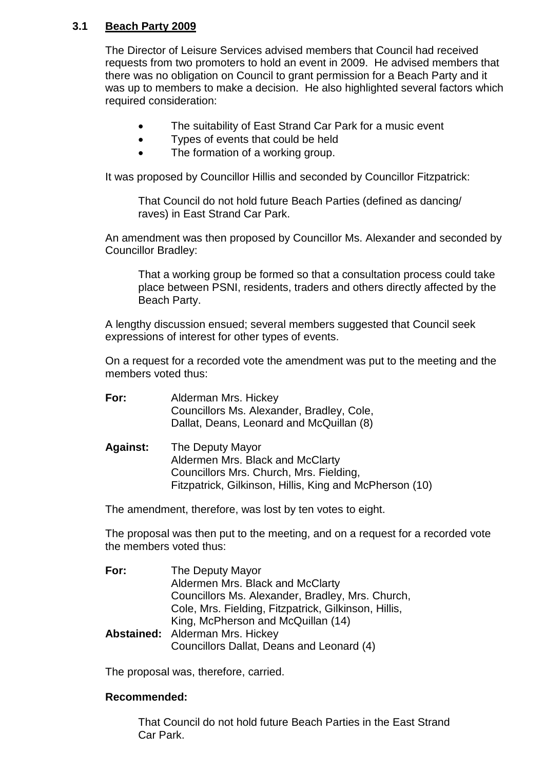### 3.1 Beach Party 2009

The Director of Leisure Services advised members that Council had received requests from two promoters to hold an event in 2009. He advised members that there was no obligation on Council to grant permission for a Beach Party and it was up to members to make a decision. He also highlighted several factors which required consideration:

- The suitability of East Strand Car Park for a music event
- Types of events that could be held
- The formation of a working group.

It was proposed by Councillor Hillis and seconded by Councillor Fitzpatrick:

> That Council do not hold future Beach Parties (defined as dancing/ raves) in East Strand Car Park.

An amendment was then proposed by Councillor Ms. Alexander and seconded by Councillor Bradley:

> That a working group be formed so that a consultation process could take place between PSNI, residents, traders and others directly affected by the Beach Party.

A lengthy discussion ensued; several members suggested that Council seek expressions of interest for other types of events.

On a request for a recorded vote the amendment was put to the meeting and the members voted thus:

**For:** Alderman Mrs. Hickey
Councillors Ms. Alexander, Bradley, Cole, Dallat, Deans, Leonard and McQuillan (8)

**Against:** The Deputy Mayor
Aldermen Mrs. Black and McClarty
Councillors Mrs. Church, Mrs. Fielding, Fitzpatrick, Gilkinson, Hillis, King and McPherson (10)

The amendment, therefore, was lost by ten votes to eight.

The proposal was then put to the meeting, and on a request for a recorded vote the members voted thus:

**For:** The Deputy Mayor
Aldermen Mrs. Black and McClarty
Councillors Ms. Alexander, Bradley, Mrs. Church, Cole, Mrs. Fielding, Fitzpatrick, Gilkinson, Hillis, King, McPherson and McQuillan (14)

**Abstained:** Alderman Mrs. Hickey
Councillors Dallat, Deans and Leonard (4)

The proposal was, therefore, carried.

**Recommended:**

> That Council do not hold future Beach Parties in the East Strand Car Park.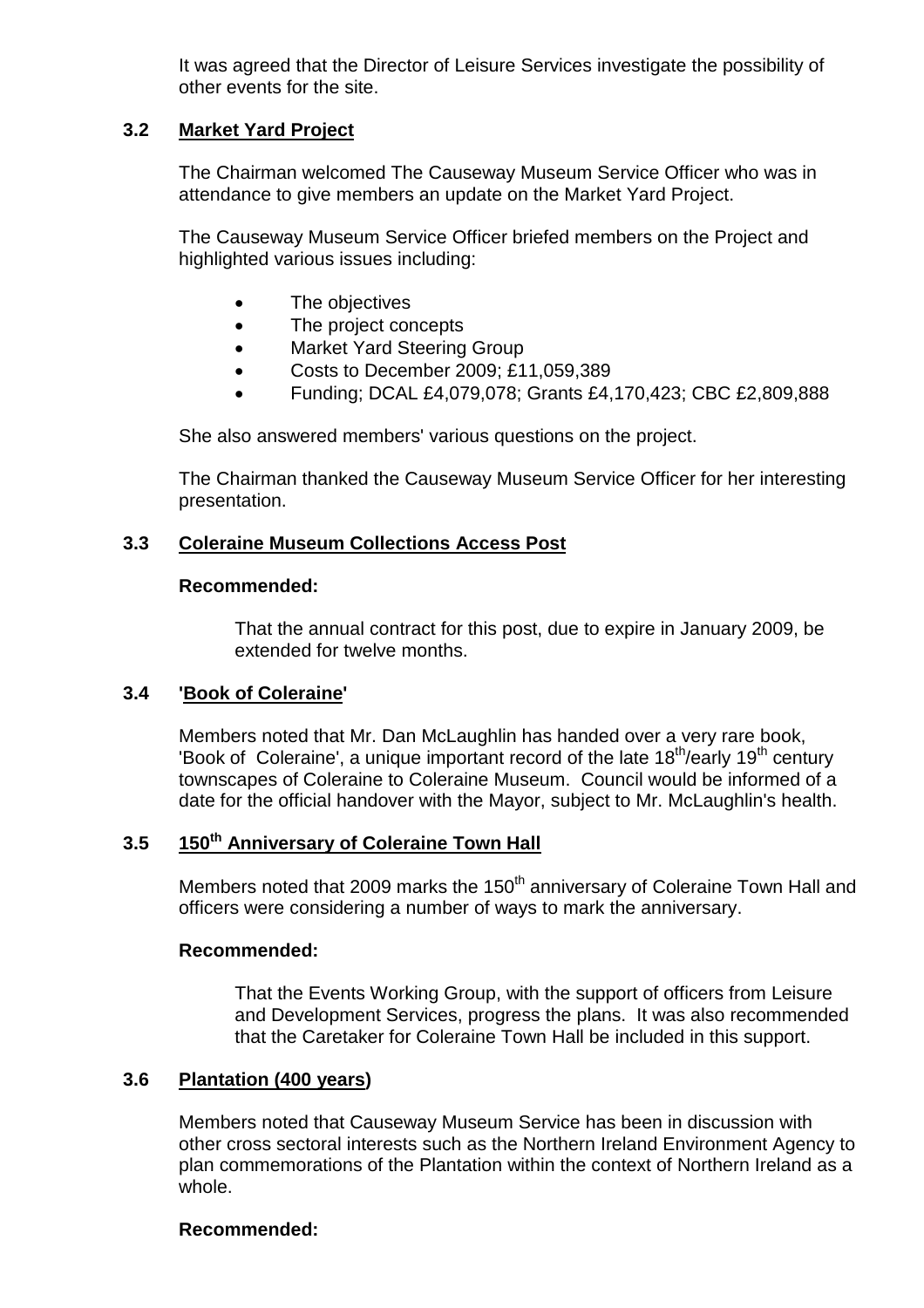It was agreed that the Director of Leisure Services investigate the possibility of other events for the site.

### 3.2 Market Yard Project

The Chairman welcomed The Causeway Museum Service Officer who was in attendance to give members an update on the Market Yard Project.

The Causeway Museum Service Officer briefed members on the Project and highlighted various issues including:

- The objectives
- The project concepts
- Market Yard Steering Group
- Costs to December 2009; £11,059,389
- Funding; DCAL £4,079,078; Grants £4,170,423; CBC £2,809,888

She also answered members' various questions on the project.

The Chairman thanked the Causeway Museum Service Officer for her interesting presentation.

### 3.3 Coleraine Museum Collections Access Post

**Recommended:**

That the annual contract for this post, due to expire in January 2009, be extended for twelve months.

### 3.4 'Book of Coleraine'

Members noted that Mr. Dan McLaughlin has handed over a very rare book, 'Book of Coleraine', a unique important record of the late 18th/early 19th century townscapes of Coleraine to Coleraine Museum. Council would be informed of a date for the official handover with the Mayor, subject to Mr. McLaughlin's health.

### 3.5 150th Anniversary of Coleraine Town Hall

Members noted that 2009 marks the 150th anniversary of Coleraine Town Hall and officers were considering a number of ways to mark the anniversary.

**Recommended:**

That the Events Working Group, with the support of officers from Leisure and Development Services, progress the plans. It was also recommended that the Caretaker for Coleraine Town Hall be included in this support.

### 3.6 Plantation (400 years)

Members noted that Causeway Museum Service has been in discussion with other cross sectoral interests such as the Northern Ireland Environment Agency to plan commemorations of the Plantation within the context of Northern Ireland as a whole.

**Recommended:**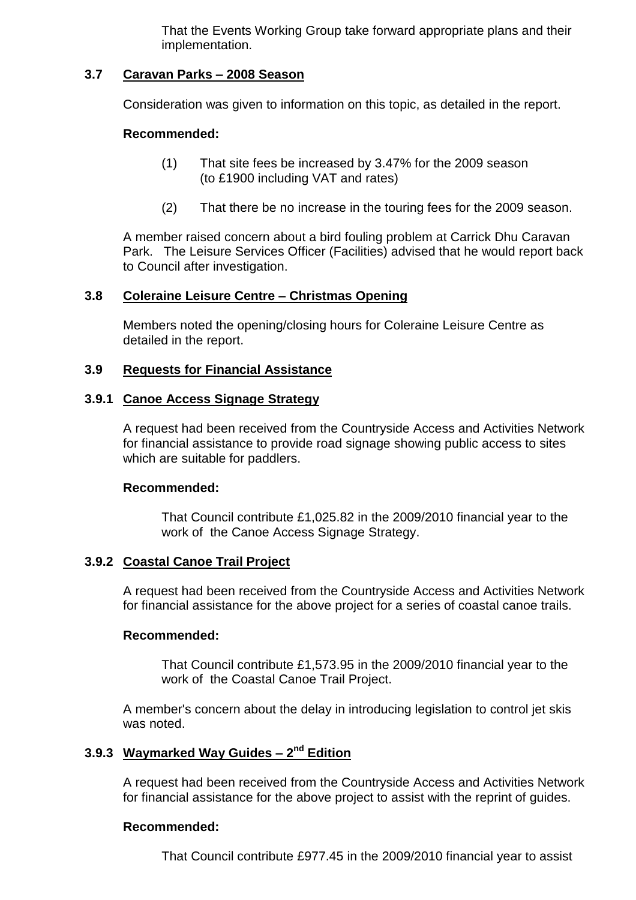That the Events Working Group take forward appropriate plans and their implementation.

### 3.7 Caravan Parks – 2008 Season

Consideration was given to information on this topic, as detailed in the report.

**Recommended:**

(1) That site fees be increased by 3.47% for the 2009 season (to £1900 including VAT and rates)

(2) That there be no increase in the touring fees for the 2009 season.

A member raised concern about a bird fouling problem at Carrick Dhu Caravan Park. The Leisure Services Officer (Facilities) advised that he would report back to Council after investigation.

### 3.8 Coleraine Leisure Centre – Christmas Opening

Members noted the opening/closing hours for Coleraine Leisure Centre as detailed in the report.

### 3.9 Requests for Financial Assistance

#### 3.9.1 Canoe Access Signage Strategy

A request had been received from the Countryside Access and Activities Network for financial assistance to provide road signage showing public access to sites which are suitable for paddlers.

**Recommended:**

That Council contribute £1,025.82 in the 2009/2010 financial year to the work of the Canoe Access Signage Strategy.

#### 3.9.2 Coastal Canoe Trail Project

A request had been received from the Countryside Access and Activities Network for financial assistance for the above project for a series of coastal canoe trails.

**Recommended:**

That Council contribute £1,573.95 in the 2009/2010 financial year to the work of the Coastal Canoe Trail Project.

A member's concern about the delay in introducing legislation to control jet skis was noted.

#### 3.9.3 Waymarked Way Guides – 2nd Edition

A request had been received from the Countryside Access and Activities Network for financial assistance for the above project to assist with the reprint of guides.

**Recommended:**

That Council contribute £977.45 in the 2009/2010 financial year to assist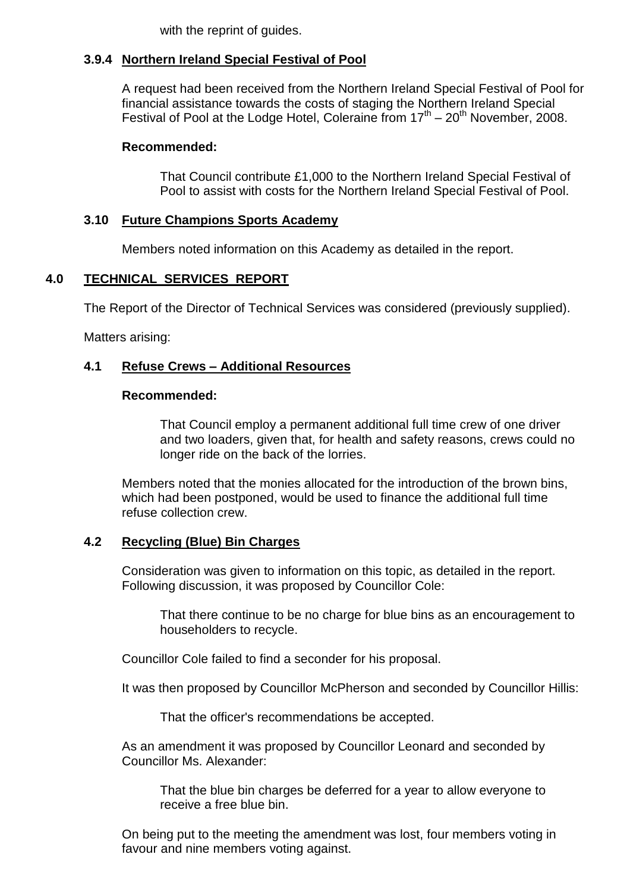with the reprint of guides.

### 3.9.4 Northern Ireland Special Festival of Pool

A request had been received from the Northern Ireland Special Festival of Pool for financial assistance towards the costs of staging the Northern Ireland Special Festival of Pool at the Lodge Hotel, Coleraine from 17th – 20th November, 2008.

**Recommended:**

> That Council contribute £1,000 to the Northern Ireland Special Festival of Pool to assist with costs for the Northern Ireland Special Festival of Pool.

### 3.10 Future Champions Sports Academy

Members noted information on this Academy as detailed in the report.

## 4.0 TECHNICAL SERVICES REPORT

The Report of the Director of Technical Services was considered (previously supplied).

Matters arising:

### 4.1 Refuse Crews – Additional Resources

**Recommended:**

> That Council employ a permanent additional full time crew of one driver and two loaders, given that, for health and safety reasons, crews could no longer ride on the back of the lorries.

Members noted that the monies allocated for the introduction of the brown bins, which had been postponed, would be used to finance the additional full time refuse collection crew.

### 4.2 Recycling (Blue) Bin Charges

Consideration was given to information on this topic, as detailed in the report. Following discussion, it was proposed by Councillor Cole:

> That there continue to be no charge for blue bins as an encouragement to householders to recycle.

Councillor Cole failed to find a seconder for his proposal.

It was then proposed by Councillor McPherson and seconded by Councillor Hillis:

> That the officer's recommendations be accepted.

As an amendment it was proposed by Councillor Leonard and seconded by Councillor Ms. Alexander:

> That the blue bin charges be deferred for a year to allow everyone to receive a free blue bin.

On being put to the meeting the amendment was lost, four members voting in favour and nine members voting against.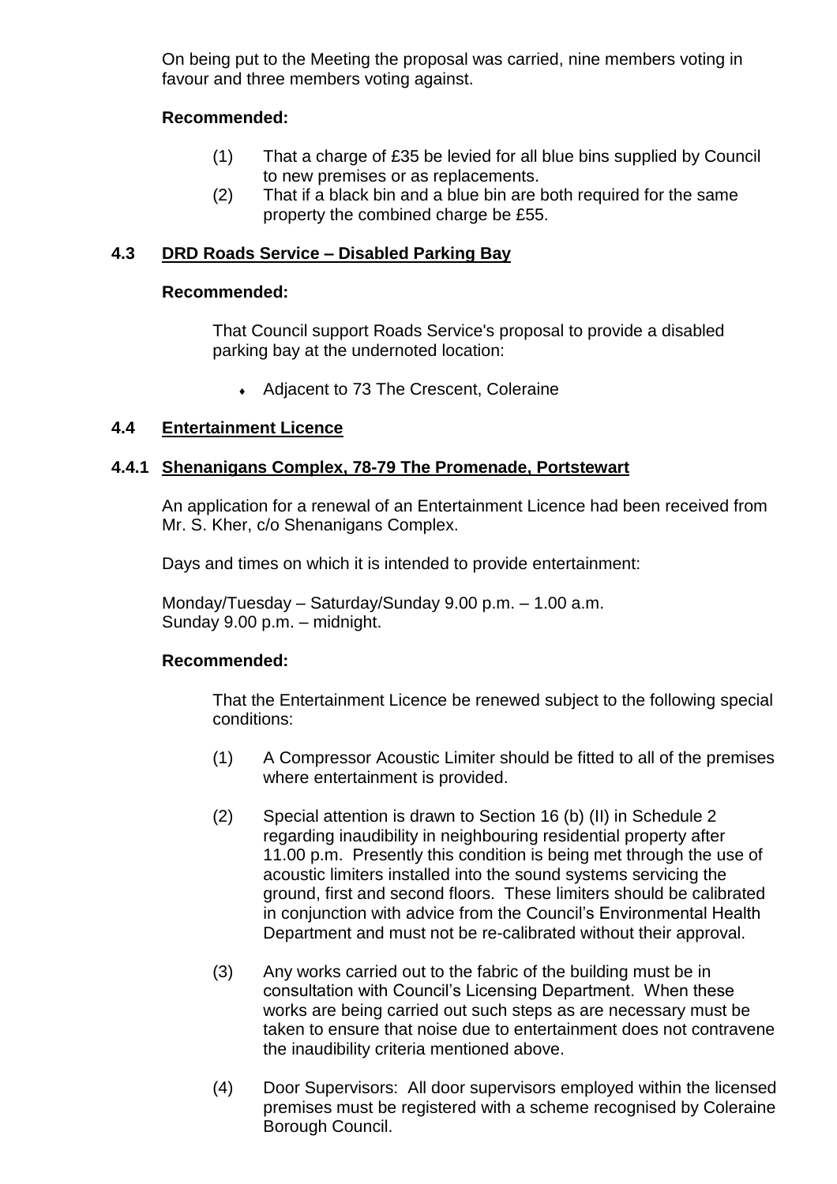On being put to the Meeting the proposal was carried, nine members voting in favour and three members voting against.

**Recommended:**

(1) That a charge of £35 be levied for all blue bins supplied by Council to new premises or as replacements.

(2) That if a black bin and a blue bin are both required for the same property the combined charge be £55.

### 4.3 DRD Roads Service – Disabled Parking Bay

**Recommended:**

That Council support Roads Service's proposal to provide a disabled parking bay at the undernoted location:

- Adjacent to 73 The Crescent, Coleraine

### 4.4 Entertainment Licence

#### 4.4.1 Shenanigans Complex, 78-79 The Promenade, Portstewart

An application for a renewal of an Entertainment Licence had been received from Mr. S. Kher, c/o Shenanigans Complex.

Days and times on which it is intended to provide entertainment:

Monday/Tuesday – Saturday/Sunday 9.00 p.m. – 1.00 a.m.
Sunday 9.00 p.m. – midnight.

**Recommended:**

That the Entertainment Licence be renewed subject to the following special conditions:

(1) A Compressor Acoustic Limiter should be fitted to all of the premises where entertainment is provided.

(2) Special attention is drawn to Section 16 (b) (II) in Schedule 2 regarding inaudibility in neighbouring residential property after 11.00 p.m. Presently this condition is being met through the use of acoustic limiters installed into the sound systems servicing the ground, first and second floors. These limiters should be calibrated in conjunction with advice from the Council's Environmental Health Department and must not be re-calibrated without their approval.

(3) Any works carried out to the fabric of the building must be in consultation with Council's Licensing Department. When these works are being carried out such steps as are necessary must be taken to ensure that noise due to entertainment does not contravene the inaudibility criteria mentioned above.

(4) Door Supervisors: All door supervisors employed within the licensed premises must be registered with a scheme recognised by Coleraine Borough Council.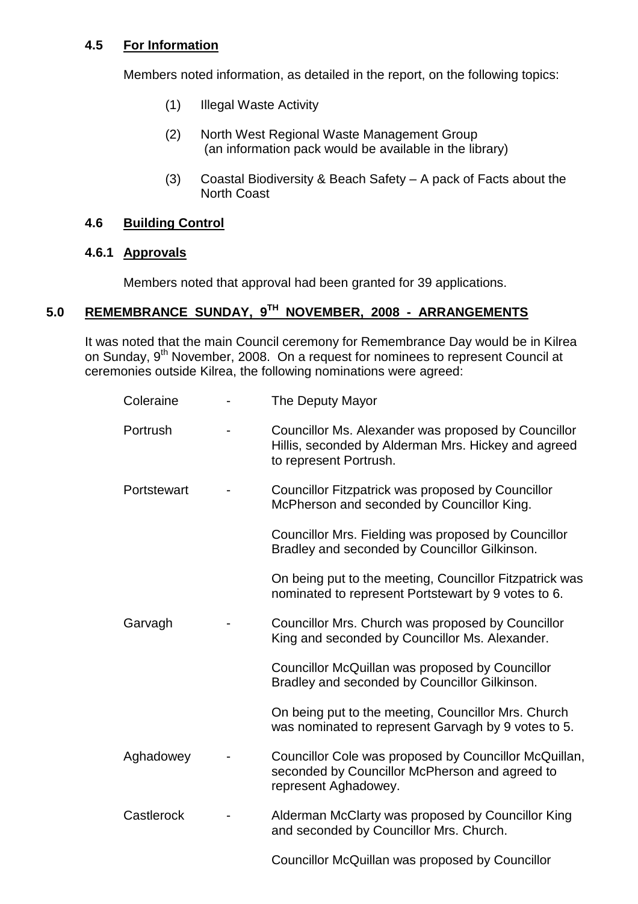### 4.5 For Information

Members noted information, as detailed in the report, on the following topics:

(1) Illegal Waste Activity

(2) North West Regional Waste Management Group (an information pack would be available in the library)

(3) Coastal Biodiversity & Beach Safety – A pack of Facts about the North Coast

### 4.6 Building Control

#### 4.6.1 Approvals

Members noted that approval had been granted for 39 applications.

## 5.0 REMEMBRANCE SUNDAY, 9TH NOVEMBER, 2008 - ARRANGEMENTS

It was noted that the main Council ceremony for Remembrance Day would be in Kilrea on Sunday, 9th November, 2008. On a request for nominees to represent Council at ceremonies outside Kilrea, the following nominations were agreed:

| | | |
|---|---|---|
| Coleraine | - | The Deputy Mayor |
| Portrush | - | Councillor Ms. Alexander was proposed by Councillor Hillis, seconded by Alderman Mrs. Hickey and agreed to represent Portrush. |
| Portstewart | - | Councillor Fitzpatrick was proposed by Councillor McPherson and seconded by Councillor King. |
| | | Councillor Mrs. Fielding was proposed by Councillor Bradley and seconded by Councillor Gilkinson. |
| | | On being put to the meeting, Councillor Fitzpatrick was nominated to represent Portstewart by 9 votes to 6. |
| Garvagh | - | Councillor Mrs. Church was proposed by Councillor King and seconded by Councillor Ms. Alexander. |
| | | Councillor McQuillan was proposed by Councillor Bradley and seconded by Councillor Gilkinson. |
| | | On being put to the meeting, Councillor Mrs. Church was nominated to represent Garvagh by 9 votes to 5. |
| Aghadowey | - | Councillor Cole was proposed by Councillor McQuillan, seconded by Councillor McPherson and agreed to represent Aghadowey. |
| Castlerock | - | Alderman McClarty was proposed by Councillor King and seconded by Councillor Mrs. Church. |
| | | Councillor McQuillan was proposed by Councillor |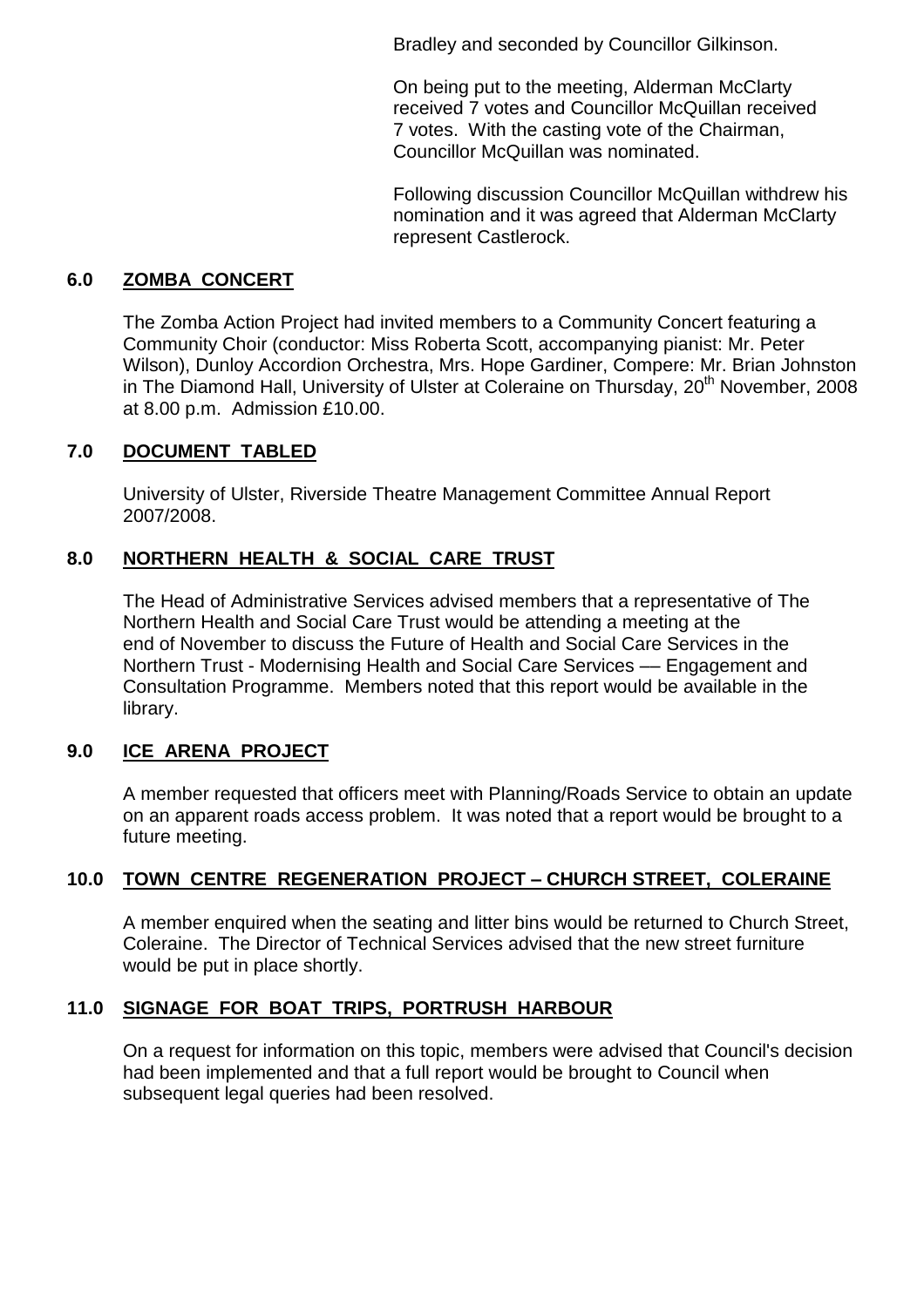Bradley and seconded by Councillor Gilkinson.

On being put to the meeting, Alderman McClarty received 7 votes and Councillor McQuillan received 7 votes. With the casting vote of the Chairman, Councillor McQuillan was nominated.

Following discussion Councillor McQuillan withdrew his nomination and it was agreed that Alderman McClarty represent Castlerock.

## 6.0 ZOMBA CONCERT

The Zomba Action Project had invited members to a Community Concert featuring a Community Choir (conductor: Miss Roberta Scott, accompanying pianist: Mr. Peter Wilson), Dunloy Accordion Orchestra, Mrs. Hope Gardiner, Compere: Mr. Brian Johnston in The Diamond Hall, University of Ulster at Coleraine on Thursday, 20th November, 2008 at 8.00 p.m. Admission £10.00.

## 7.0 DOCUMENT TABLED

University of Ulster, Riverside Theatre Management Committee Annual Report 2007/2008.

## 8.0 NORTHERN HEALTH & SOCIAL CARE TRUST

The Head of Administrative Services advised members that a representative of The Northern Health and Social Care Trust would be attending a meeting at the end of November to discuss the Future of Health and Social Care Services in the Northern Trust - Modernising Health and Social Care Services –– Engagement and Consultation Programme. Members noted that this report would be available in the library.

## 9.0 ICE ARENA PROJECT

A member requested that officers meet with Planning/Roads Service to obtain an update on an apparent roads access problem. It was noted that a report would be brought to a future meeting.

## 10.0 TOWN CENTRE REGENERATION PROJECT – CHURCH STREET, COLERAINE

A member enquired when the seating and litter bins would be returned to Church Street, Coleraine. The Director of Technical Services advised that the new street furniture would be put in place shortly.

## 11.0 SIGNAGE FOR BOAT TRIPS, PORTRUSH HARBOUR

On a request for information on this topic, members were advised that Council's decision had been implemented and that a full report would be brought to Council when subsequent legal queries had been resolved.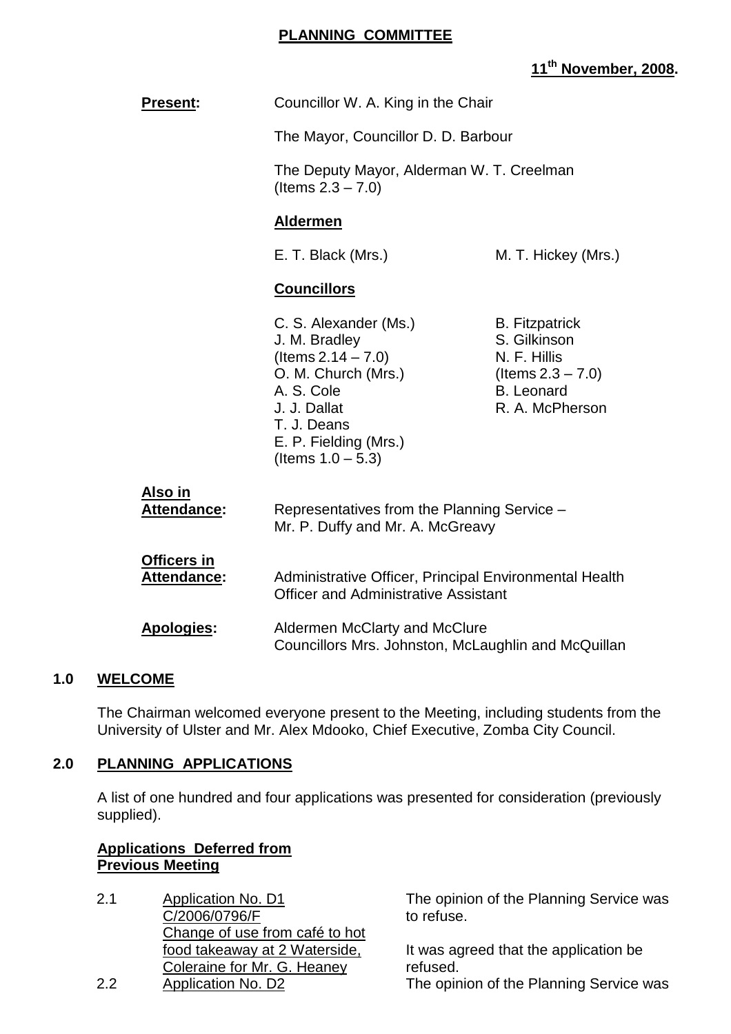**PLANNING COMMITTEE**

**11th November, 2008.**

**Present:** Councillor W. A. King in the Chair

The Mayor, Councillor D. D. Barbour

The Deputy Mayor, Alderman W. T. Creelman (Items 2.3 – 7.0)

**Aldermen**

E. T. Black (Mrs.) M. T. Hickey (Mrs.)

**Councillors**

C. S. Alexander (Ms.)
J. M. Bradley (Items 2.14 – 7.0)
O. M. Church (Mrs.)
A. S. Cole
J. J. Dallat
T. J. Deans
E. P. Fielding (Mrs.) (Items 1.0 – 5.3)
B. Fitzpatrick
S. Gilkinson
N. F. Hillis (Items 2.3 – 7.0)
B. Leonard
R. A. McPherson

**Also in Attendance:** Representatives from the Planning Service – Mr. P. Duffy and Mr. A. McGreavy

**Officers in Attendance:** Administrative Officer, Principal Environmental Health Officer and Administrative Assistant

**Apologies:** Aldermen McClarty and McClure
Councillors Mrs. Johnston, McLaughlin and McQuillan

## 1.0 WELCOME

The Chairman welcomed everyone present to the Meeting, including students from the University of Ulster and Mr. Alex Mdooko, Chief Executive, Zomba City Council.

## 2.0 PLANNING APPLICATIONS

A list of one hundred and four applications was presented for consideration (previously supplied).

**Applications Deferred from Previous Meeting**

2.1 Application No. D1
C/2006/0796/F
Change of use from café to hot food takeaway at 2 Waterside, Coleraine for Mr. G. Heaney

The opinion of the Planning Service was to refuse.

It was agreed that the application be refused.

2.2 Application No. D2

The opinion of the Planning Service was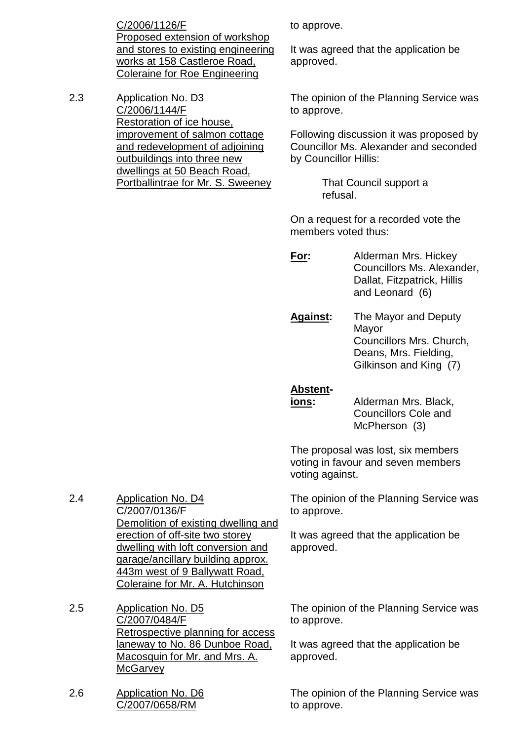C/2006/1126/F
Proposed extension of workshop and stores to existing engineering works at 158 Castleroe Road, Coleraine for Roe Engineering

to approve.

It was agreed that the application be approved.

2.3 Application No. D3
C/2006/1144/F
Restoration of ice house, improvement of salmon cottage and redevelopment of adjoining outbuildings into three new dwellings at 50 Beach Road, Portballintrae for Mr. S. Sweeney

The opinion of the Planning Service was to approve.

Following discussion it was proposed by Councillor Ms. Alexander and seconded by Councillor Hillis:

> That Council support a refusal.

On a request for a recorded vote the members voted thus:

**For:** Alderman Mrs. Hickey
Councillors Ms. Alexander, Dallat, Fitzpatrick, Hillis and Leonard (6)

**Against:** The Mayor and Deputy Mayor
Councillors Mrs. Church, Deans, Mrs. Fielding, Gilkinson and King (7)

**Abstentions:** Alderman Mrs. Black, Councillors Cole and McPherson (3)

The proposal was lost, six members voting in favour and seven members voting against.

2.4 Application No. D4
C/2007/0136/F
Demolition of existing dwelling and erection of off-site two storey dwelling with loft conversion and garage/ancillary building approx. 443m west of 9 Ballywatt Road, Coleraine for Mr. A. Hutchinson

The opinion of the Planning Service was to approve.

It was agreed that the application be approved.

2.5 Application No. D5
C/2007/0484/F
Retrospective planning for access laneway to No. 86 Dunboe Road, Macosquin for Mr. and Mrs. A. McGarvey

The opinion of the Planning Service was to approve.

It was agreed that the application be approved.

2.6 Application No. D6
C/2007/0658/RM

The opinion of the Planning Service was to approve.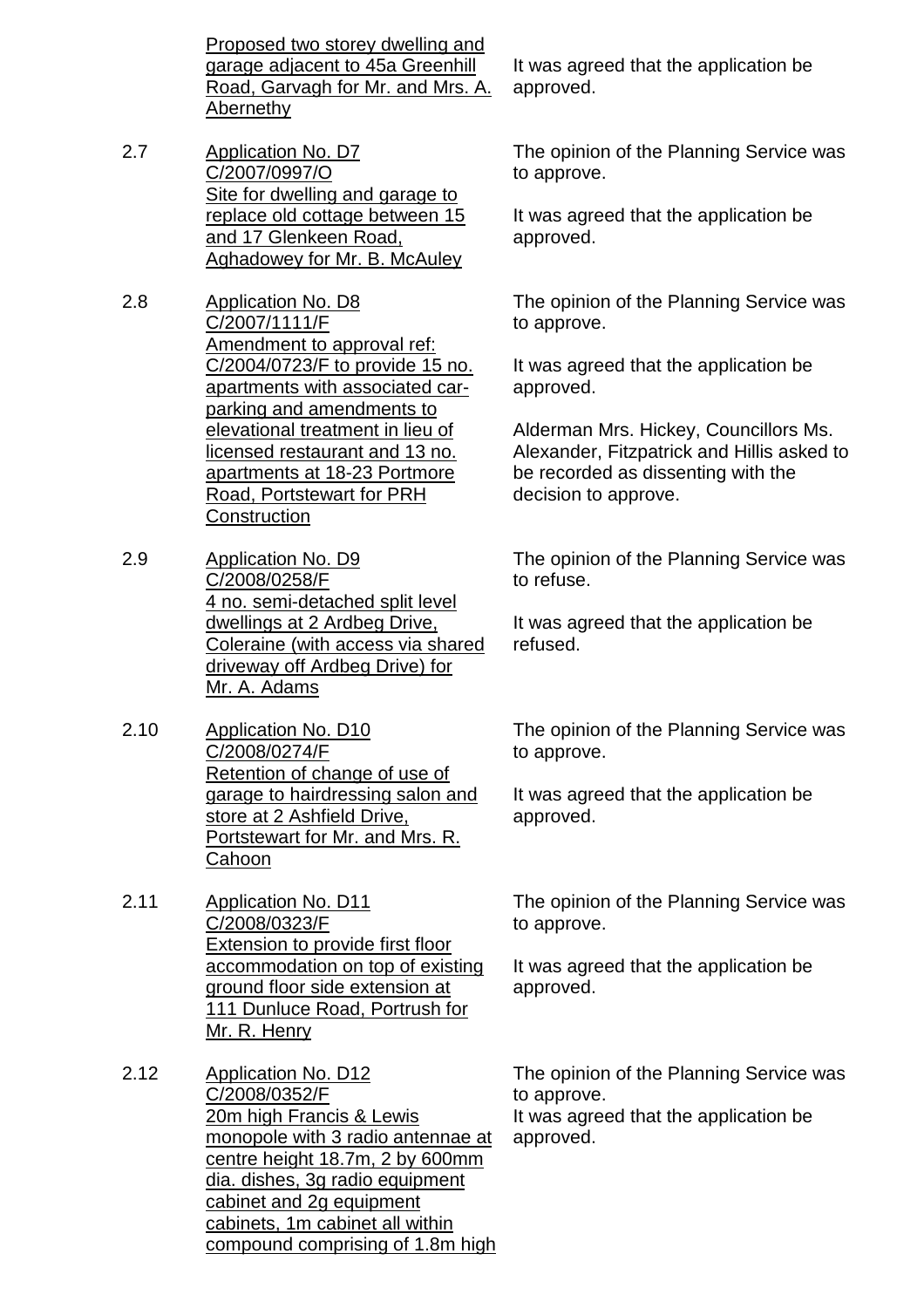| | | |
|---|---|---|
| | <u>Proposed two storey dwelling and garage adjacent to 45a Greenhill Road, Garvagh for Mr. and Mrs. A. Abernethy</u> | It was agreed that the application be approved. |
| 2.7 | <u>Application No. D7</u><br><u>C/2007/0997/O</u><br><u>Site for dwelling and garage to replace old cottage between 15 and 17 Glenkeen Road, Aghadowey for Mr. B. McAuley</u> | The opinion of the Planning Service was to approve.<br><br>It was agreed that the application be approved. |
| 2.8 | <u>Application No. D8</u><br><u>C/2007/1111/F</u><br><u>Amendment to approval ref: C/2004/0723/F to provide 15 no. apartments with associated car-parking and amendments to elevational treatment in lieu of licensed restaurant and 13 no. apartments at 18-23 Portmore Road, Portstewart for PRH Construction</u> | The opinion of the Planning Service was to approve.<br><br>It was agreed that the application be approved.<br><br>Alderman Mrs. Hickey, Councillors Ms. Alexander, Fitzpatrick and Hillis asked to be recorded as dissenting with the decision to approve. |
| 2.9 | <u>Application No. D9</u><br><u>C/2008/0258/F</u><br><u>4 no. semi-detached split level dwellings at 2 Ardbeg Drive, Coleraine (with access via shared driveway off Ardbeg Drive) for Mr. A. Adams</u> | The opinion of the Planning Service was to refuse.<br><br>It was agreed that the application be refused. |
| 2.10 | <u>Application No. D10</u><br><u>C/2008/0274/F</u><br><u>Retention of change of use of garage to hairdressing salon and store at 2 Ashfield Drive, Portstewart for Mr. and Mrs. R. Cahoon</u> | The opinion of the Planning Service was to approve.<br><br>It was agreed that the application be approved. |
| 2.11 | <u>Application No. D11</u><br><u>C/2008/0323/F</u><br><u>Extension to provide first floor accommodation on top of existing ground floor side extension at 111 Dunluce Road, Portrush for Mr. R. Henry</u> | The opinion of the Planning Service was to approve.<br><br>It was agreed that the application be approved. |
| 2.12 | <u>Application No. D12</u><br><u>C/2008/0352/F</u><br><u>20m high Francis & Lewis monopole with 3 radio antennae at centre height 18.7m, 2 by 600mm dia. dishes, 3g radio equipment cabinet and 2g equipment cabinets, 1m cabinet all within compound comprising of 1.8m high</u> | The opinion of the Planning Service was to approve.<br>It was agreed that the application be approved. |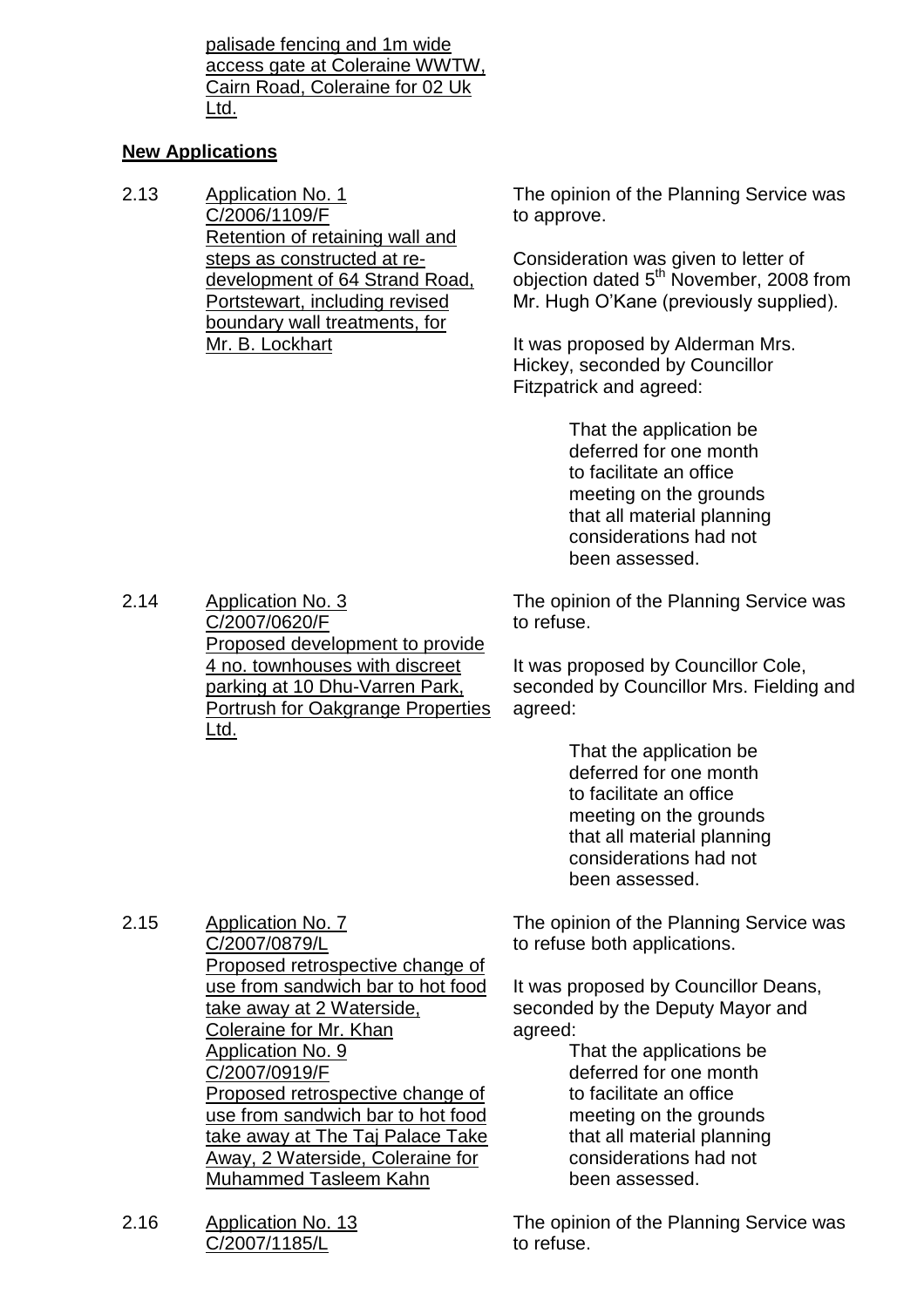palisade fencing and 1m wide access gate at Coleraine WWTW, Cairn Road, Coleraine for 02 Uk Ltd.

**New Applications**

2.13 Application No. 1
C/2006/1109/F
Retention of retaining wall and steps as constructed at re-development of 64 Strand Road, Portstewart, including revised boundary wall treatments, for Mr. B. Lockhart

The opinion of the Planning Service was to approve.

Consideration was given to letter of objection dated 5th November, 2008 from Mr. Hugh O'Kane (previously supplied).

It was proposed by Alderman Mrs. Hickey, seconded by Councillor Fitzpatrick and agreed:

> That the application be deferred for one month to facilitate an office meeting on the grounds that all material planning considerations had not been assessed.

2.14 Application No. 3
C/2007/0620/F
Proposed development to provide 4 no. townhouses with discreet parking at 10 Dhu-Varren Park, Portrush for Oakgrange Properties Ltd.

The opinion of the Planning Service was to refuse.

It was proposed by Councillor Cole, seconded by Councillor Mrs. Fielding and agreed:

> That the application be deferred for one month to facilitate an office meeting on the grounds that all material planning considerations had not been assessed.

2.15 Application No. 7
C/2007/0879/L
Proposed retrospective change of use from sandwich bar to hot food take away at 2 Waterside, Coleraine for Mr. Khan
Application No. 9
C/2007/0919/F
Proposed retrospective change of use from sandwich bar to hot food take away at The Taj Palace Take Away, 2 Waterside, Coleraine for Muhammed Tasleem Kahn

The opinion of the Planning Service was to refuse both applications.

It was proposed by Councillor Deans, seconded by the Deputy Mayor and agreed:

> That the applications be deferred for one month to facilitate an office meeting on the grounds that all material planning considerations had not been assessed.

2.16 Application No. 13
C/2007/1185/L

The opinion of the Planning Service was to refuse.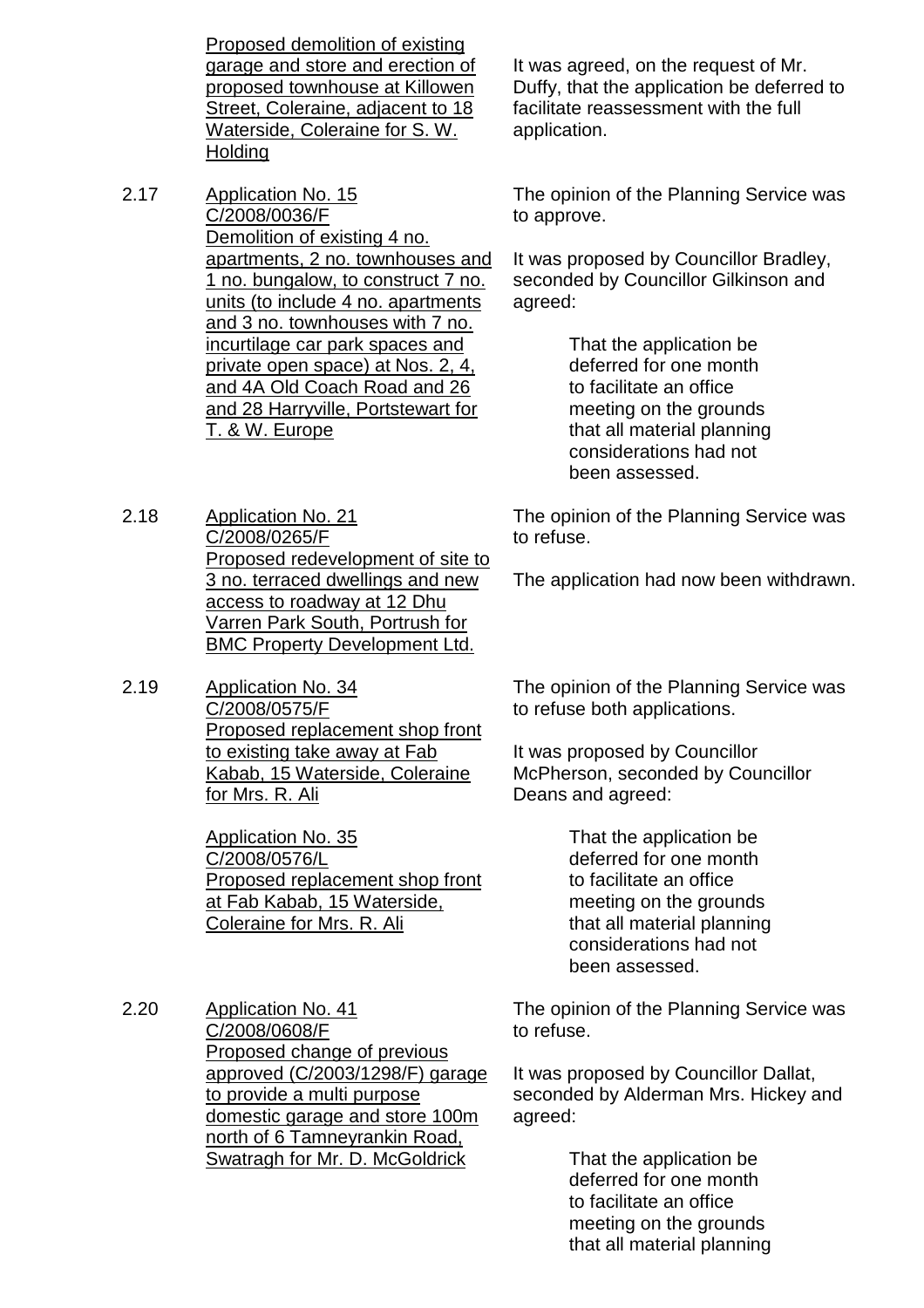Proposed demolition of existing garage and store and erection of proposed townhouse at Killowen Street, Coleraine, adjacent to 18 Waterside, Coleraine for S. W. Holding

It was agreed, on the request of Mr. Duffy, that the application be deferred to facilitate reassessment with the full application.

2.17 Application No. 15
C/2008/0036/F
Demolition of existing 4 no. apartments, 2 no. townhouses and 1 no. bungalow, to construct 7 no. units (to include 4 no. apartments and 3 no. townhouses with 7 no. incurtilage car park spaces and private open space) at Nos. 2, 4, and 4A Old Coach Road and 26 and 28 Harryville, Portstewart for T. & W. Europe

The opinion of the Planning Service was to approve.

It was proposed by Councillor Bradley, seconded by Councillor Gilkinson and agreed:

> That the application be deferred for one month to facilitate an office meeting on the grounds that all material planning considerations had not been assessed.

2.18 Application No. 21
C/2008/0265/F
Proposed redevelopment of site to 3 no. terraced dwellings and new access to roadway at 12 Dhu Varren Park South, Portrush for BMC Property Development Ltd.

The opinion of the Planning Service was to refuse.

The application had now been withdrawn.

2.19 Application No. 34
C/2008/0575/F
Proposed replacement shop front to existing take away at Fab Kabab, 15 Waterside, Coleraine for Mrs. R. Ali

Application No. 35
C/2008/0576/L
Proposed replacement shop front at Fab Kabab, 15 Waterside, Coleraine for Mrs. R. Ali

The opinion of the Planning Service was to refuse both applications.

It was proposed by Councillor McPherson, seconded by Councillor Deans and agreed:

> That the application be deferred for one month to facilitate an office meeting on the grounds that all material planning considerations had not been assessed.

2.20 Application No. 41
C/2008/0608/F
Proposed change of previous approved (C/2003/1298/F) garage to provide a multi purpose domestic garage and store 100m north of 6 Tamneyrankin Road, Swatragh for Mr. D. McGoldrick

The opinion of the Planning Service was to refuse.

It was proposed by Councillor Dallat, seconded by Alderman Mrs. Hickey and agreed:

> That the application be deferred for one month to facilitate an office meeting on the grounds that all material planning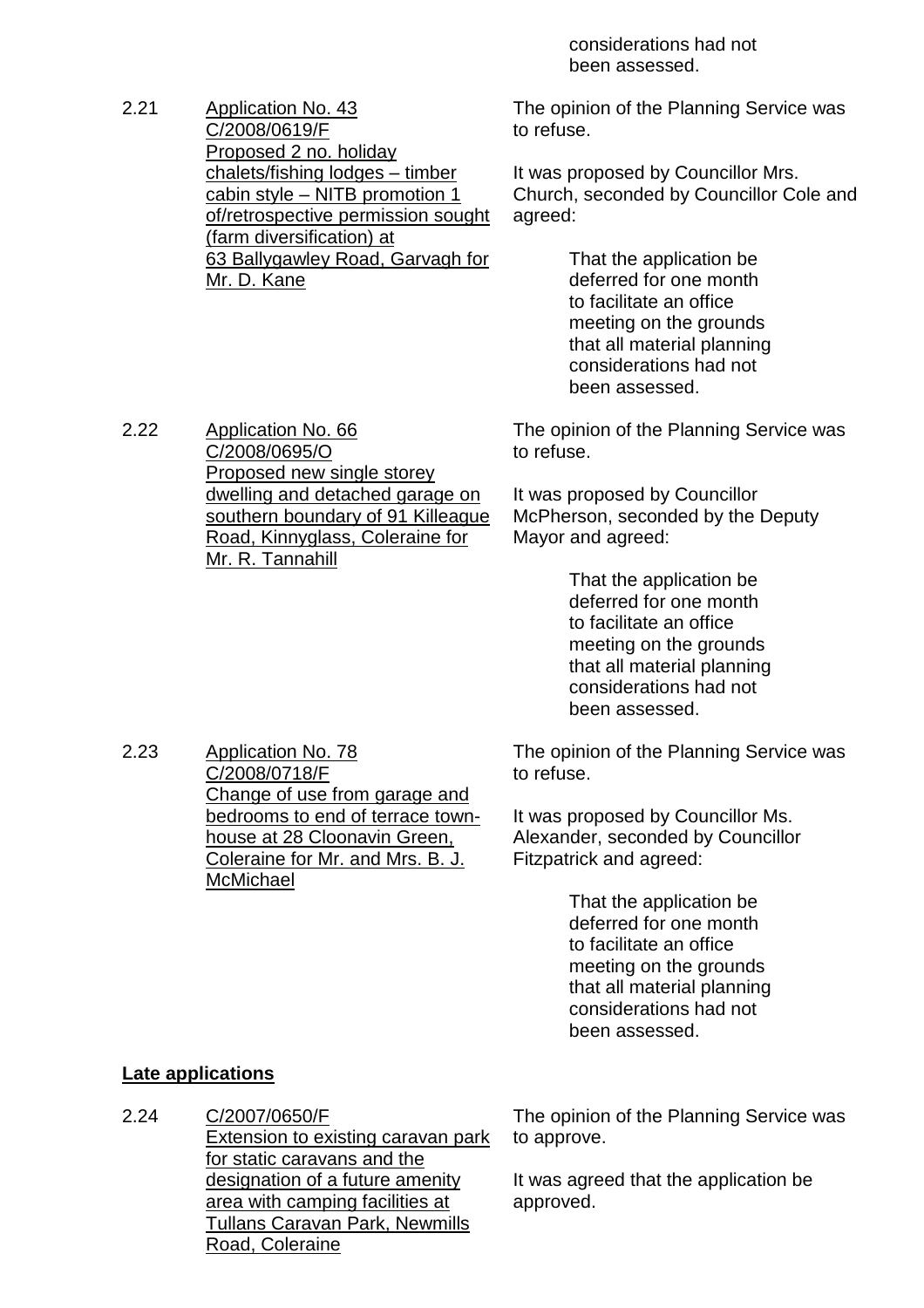considerations had not been assessed.

2.21 **Application No. 43**
C/2008/0619/F
Proposed 2 no. holiday chalets/fishing lodges – timber cabin style – NITB promotion 1 of/retrospective permission sought (farm diversification) at 63 Ballygawley Road, Garvagh for Mr. D. Kane

The opinion of the Planning Service was to refuse.

It was proposed by Councillor Mrs. Church, seconded by Councillor Cole and agreed:

> That the application be deferred for one month to facilitate an office meeting on the grounds that all material planning considerations had not been assessed.

2.22 **Application No. 66**
C/2008/0695/O
Proposed new single storey dwelling and detached garage on southern boundary of 91 Killeague Road, Kinnyglass, Coleraine for Mr. R. Tannahill

The opinion of the Planning Service was to refuse.

It was proposed by Councillor McPherson, seconded by the Deputy Mayor and agreed:

> That the application be deferred for one month to facilitate an office meeting on the grounds that all material planning considerations had not been assessed.

2.23 **Application No. 78**
C/2008/0718/F
Change of use from garage and bedrooms to end of terrace town-house at 28 Cloonavin Green, Coleraine for Mr. and Mrs. B. J. McMichael

The opinion of the Planning Service was to refuse.

It was proposed by Councillor Ms. Alexander, seconded by Councillor Fitzpatrick and agreed:

> That the application be deferred for one month to facilitate an office meeting on the grounds that all material planning considerations had not been assessed.

**Late applications**

2.24 C/2007/0650/F
Extension to existing caravan park for static caravans and the designation of a future amenity area with camping facilities at Tullans Caravan Park, Newmills Road, Coleraine

The opinion of the Planning Service was to approve.

It was agreed that the application be approved.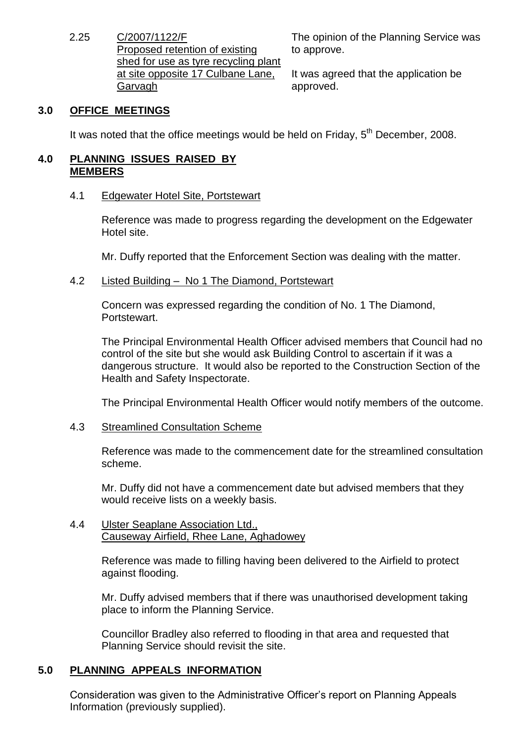2.25 C/2007/1122/F
Proposed retention of existing shed for use as tyre recycling plant at site opposite 17 Culbane Lane, Garvagh

The opinion of the Planning Service was to approve.

It was agreed that the application be approved.

## 3.0 OFFICE MEETINGS

It was noted that the office meetings would be held on Friday, 5th December, 2008.

## 4.0 PLANNING ISSUES RAISED BY MEMBERS

### 4.1 Edgewater Hotel Site, Portstewart

Reference was made to progress regarding the development on the Edgewater Hotel site.

Mr. Duffy reported that the Enforcement Section was dealing with the matter.

### 4.2 Listed Building – No 1 The Diamond, Portstewart

Concern was expressed regarding the condition of No. 1 The Diamond, Portstewart.

The Principal Environmental Health Officer advised members that Council had no control of the site but she would ask Building Control to ascertain if it was a dangerous structure. It would also be reported to the Construction Section of the Health and Safety Inspectorate.

The Principal Environmental Health Officer would notify members of the outcome.

### 4.3 Streamlined Consultation Scheme

Reference was made to the commencement date for the streamlined consultation scheme.

Mr. Duffy did not have a commencement date but advised members that they would receive lists on a weekly basis.

### 4.4 Ulster Seaplane Association Ltd., Causeway Airfield, Rhee Lane, Aghadowey

Reference was made to filling having been delivered to the Airfield to protect against flooding.

Mr. Duffy advised members that if there was unauthorised development taking place to inform the Planning Service.

Councillor Bradley also referred to flooding in that area and requested that Planning Service should revisit the site.

## 5.0 PLANNING APPEALS INFORMATION

Consideration was given to the Administrative Officer's report on Planning Appeals Information (previously supplied).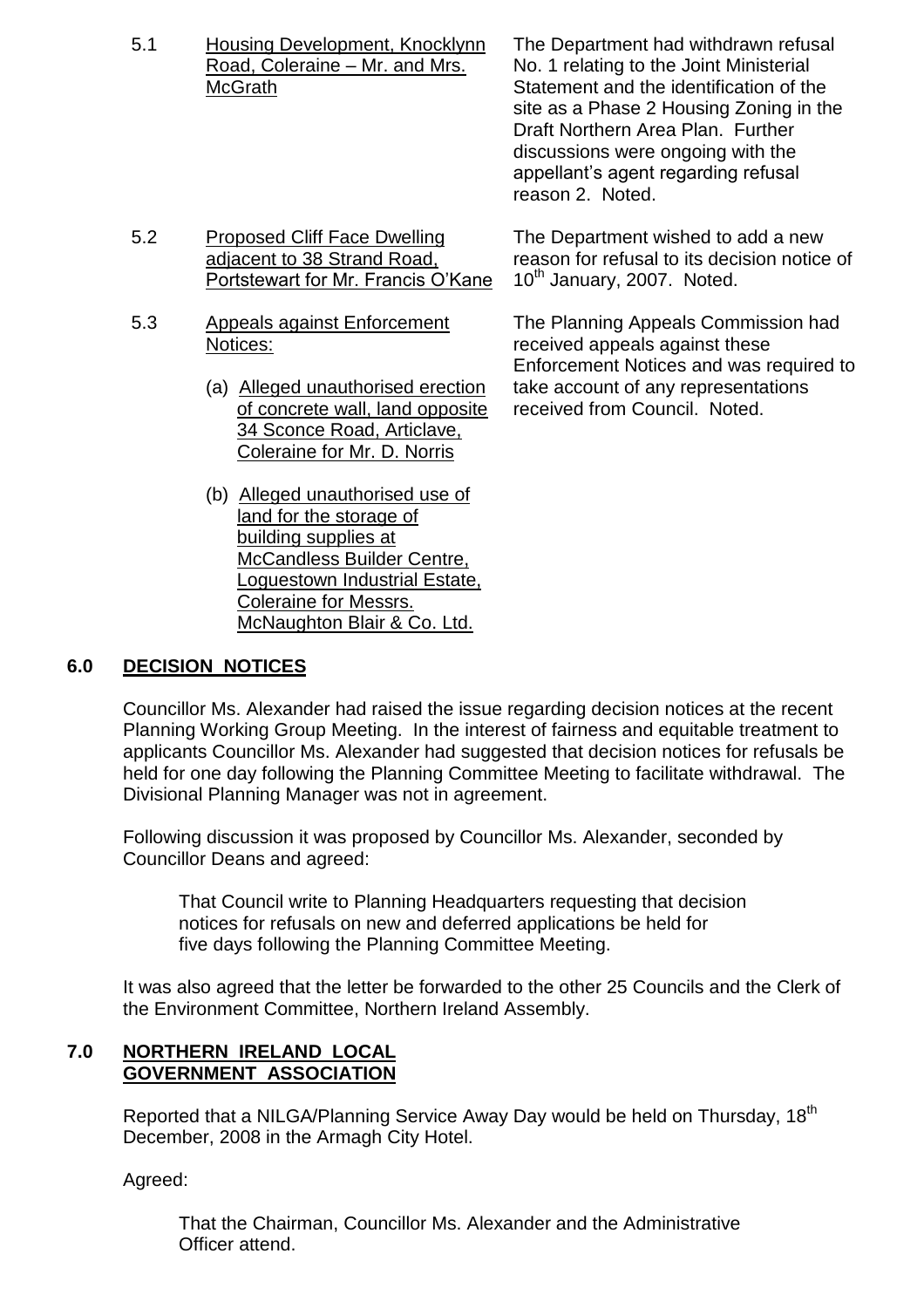| | | |
|---|---|---|
| 5.1 | Housing Development, Knocklynn Road, Coleraine – Mr. and Mrs. McGrath | The Department had withdrawn refusal No. 1 relating to the Joint Ministerial Statement and the identification of the site as a Phase 2 Housing Zoning in the Draft Northern Area Plan. Further discussions were ongoing with the appellant's agent regarding refusal reason 2. Noted. |
| 5.2 | Proposed Cliff Face Dwelling adjacent to 38 Strand Road, Portstewart for Mr. Francis O'Kane | The Department wished to add a new reason for refusal to its decision notice of 10th January, 2007. Noted. |
| 5.3 | Appeals against Enforcement Notices:<br>(a) Alleged unauthorised erection of concrete wall, land opposite 34 Sconce Road, Articlave, Coleraine for Mr. D. Norris<br>(b) Alleged unauthorised use of land for the storage of building supplies at McCandless Builder Centre, Loguestown Industrial Estate, Coleraine for Messrs. McNaughton Blair & Co. Ltd. | The Planning Appeals Commission had received appeals against these Enforcement Notices and was required to take account of any representations received from Council. Noted. |

## 6.0 DECISION NOTICES

Councillor Ms. Alexander had raised the issue regarding decision notices at the recent Planning Working Group Meeting. In the interest of fairness and equitable treatment to applicants Councillor Ms. Alexander had suggested that decision notices for refusals be held for one day following the Planning Committee Meeting to facilitate withdrawal. The Divisional Planning Manager was not in agreement.

Following discussion it was proposed by Councillor Ms. Alexander, seconded by Councillor Deans and agreed:

> That Council write to Planning Headquarters requesting that decision notices for refusals on new and deferred applications be held for five days following the Planning Committee Meeting.

It was also agreed that the letter be forwarded to the other 25 Councils and the Clerk of the Environment Committee, Northern Ireland Assembly.

## 7.0 NORTHERN IRELAND LOCAL GOVERNMENT ASSOCIATION

Reported that a NILGA/Planning Service Away Day would be held on Thursday, 18th December, 2008 in the Armagh City Hotel.

Agreed:

> That the Chairman, Councillor Ms. Alexander and the Administrative Officer attend.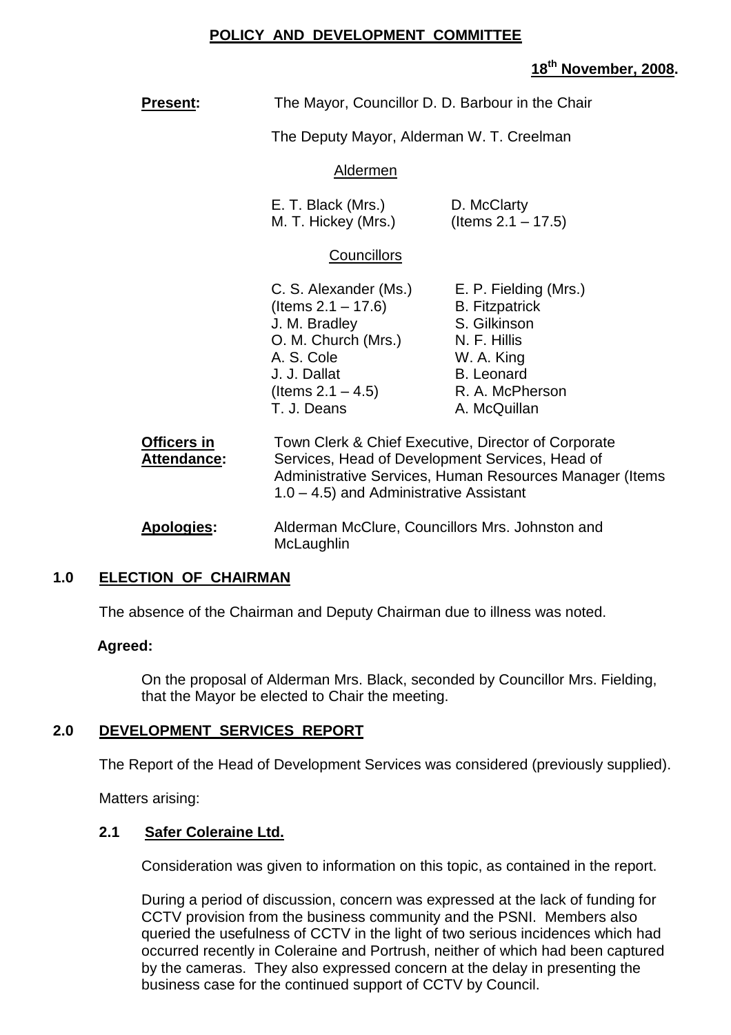# POLICY AND DEVELOPMENT COMMITTEE

**18th November, 2008.**

**Present:** The Mayor, Councillor D. D. Barbour in the Chair

The Deputy Mayor, Alderman W. T. Creelman

Aldermen

E. T. Black (Mrs.)
M. T. Hickey (Mrs.)
D. McClarty (Items 2.1 – 17.5)

Councillors

C. S. Alexander (Ms.) (Items 2.1 – 17.6)
J. M. Bradley
O. M. Church (Mrs.)
A. S. Cole
J. J. Dallat (Items 2.1 – 4.5)
T. J. Deans
E. P. Fielding (Mrs.)
B. Fitzpatrick
S. Gilkinson
N. F. Hillis
W. A. King
B. Leonard
R. A. McPherson
A. McQuillan

**Officers in Attendance:** Town Clerk & Chief Executive, Director of Corporate Services, Head of Development Services, Head of Administrative Services, Human Resources Manager (Items 1.0 – 4.5) and Administrative Assistant

**Apologies:** Alderman McClure, Councillors Mrs. Johnston and McLaughlin

## 1.0 ELECTION OF CHAIRMAN

The absence of the Chairman and Deputy Chairman due to illness was noted.

**Agreed:**

On the proposal of Alderman Mrs. Black, seconded by Councillor Mrs. Fielding, that the Mayor be elected to Chair the meeting.

## 2.0 DEVELOPMENT SERVICES REPORT

The Report of the Head of Development Services was considered (previously supplied).

Matters arising:

### 2.1 Safer Coleraine Ltd.

Consideration was given to information on this topic, as contained in the report.

During a period of discussion, concern was expressed at the lack of funding for CCTV provision from the business community and the PSNI. Members also queried the usefulness of CCTV in the light of two serious incidences which had occurred recently in Coleraine and Portrush, neither of which had been captured by the cameras. They also expressed concern at the delay in presenting the business case for the continued support of CCTV by Council.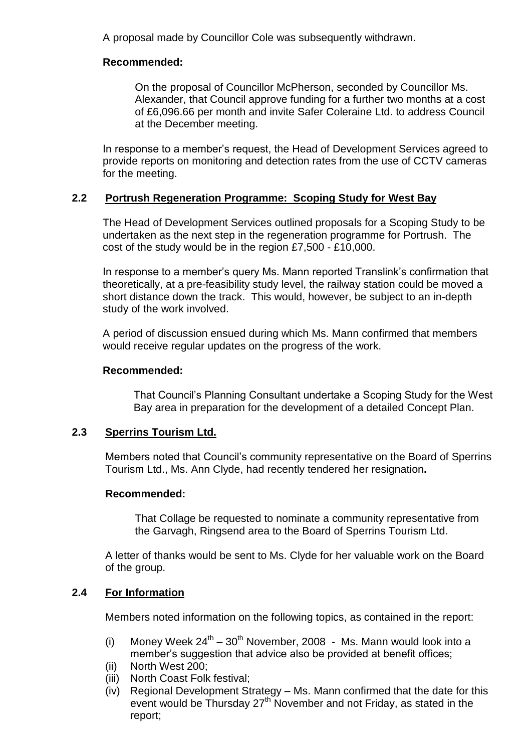A proposal made by Councillor Cole was subsequently withdrawn.

**Recommended:**

On the proposal of Councillor McPherson, seconded by Councillor Ms. Alexander, that Council approve funding for a further two months at a cost of £6,096.66 per month and invite Safer Coleraine Ltd. to address Council at the December meeting.

In response to a member's request, the Head of Development Services agreed to provide reports on monitoring and detection rates from the use of CCTV cameras for the meeting.

## 2.2 Portrush Regeneration Programme: Scoping Study for West Bay

The Head of Development Services outlined proposals for a Scoping Study to be undertaken as the next step in the regeneration programme for Portrush. The cost of the study would be in the region £7,500 - £10,000.

In response to a member's query Ms. Mann reported Translink's confirmation that theoretically, at a pre-feasibility study level, the railway station could be moved a short distance down the track. This would, however, be subject to an in-depth study of the work involved.

A period of discussion ensued during which Ms. Mann confirmed that members would receive regular updates on the progress of the work.

**Recommended:**

That Council's Planning Consultant undertake a Scoping Study for the West Bay area in preparation for the development of a detailed Concept Plan.

## 2.3 Sperrins Tourism Ltd.

Members noted that Council's community representative on the Board of Sperrins Tourism Ltd., Ms. Ann Clyde, had recently tendered her resignation**.**

**Recommended:**

That Collage be requested to nominate a community representative from the Garvagh, Ringsend area to the Board of Sperrins Tourism Ltd.

A letter of thanks would be sent to Ms. Clyde for her valuable work on the Board of the group.

## 2.4 For Information

Members noted information on the following topics, as contained in the report:

(i) Money Week 24th – 30th November, 2008 - Ms. Mann would look into a member's suggestion that advice also be provided at benefit offices;
(ii) North West 200;
(iii) North Coast Folk festival;
(iv) Regional Development Strategy – Ms. Mann confirmed that the date for this event would be Thursday 27th November and not Friday, as stated in the report;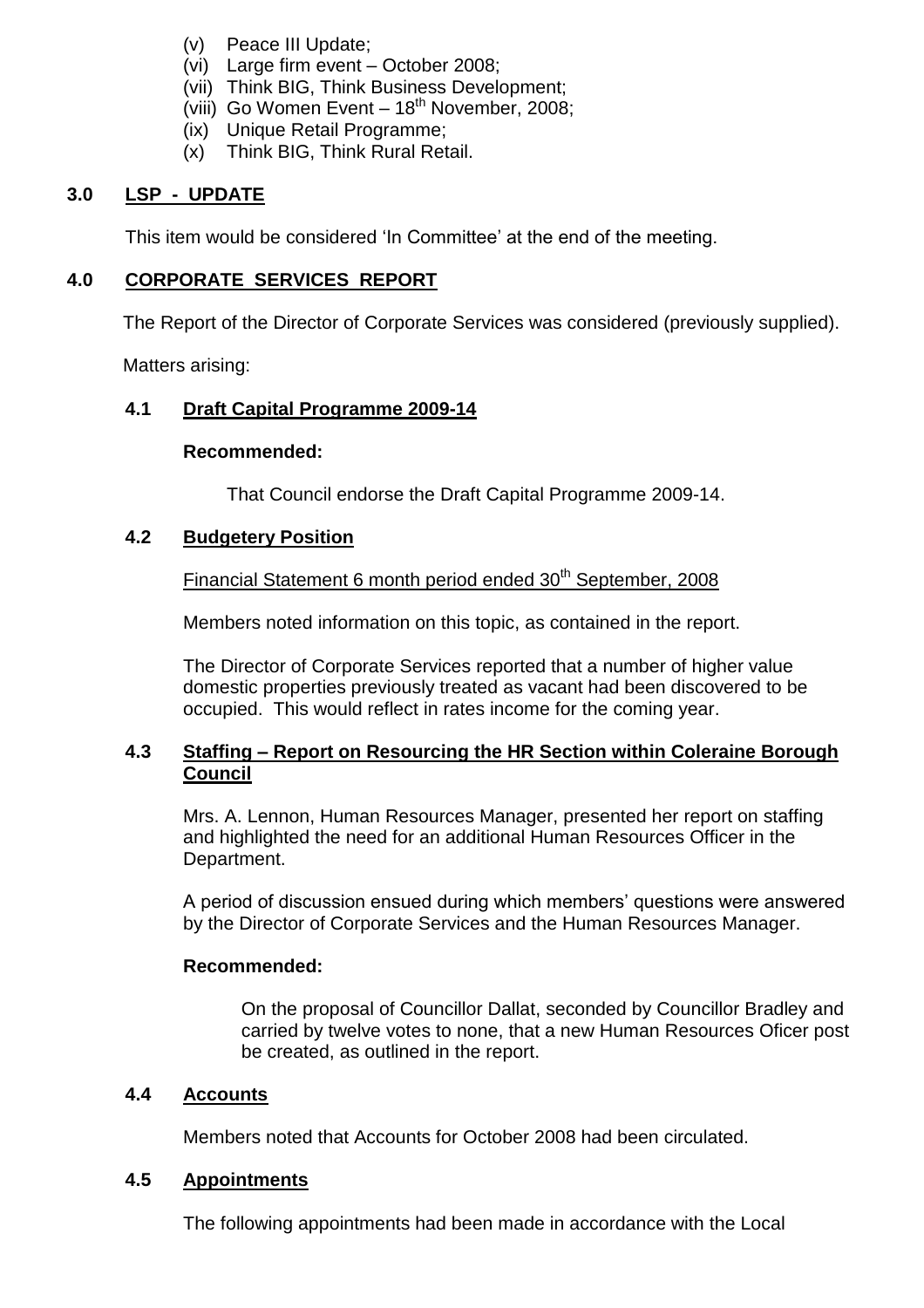(v) Peace III Update;
(vi) Large firm event – October 2008;
(vii) Think BIG, Think Business Development;
(viii) Go Women Event – 18th November, 2008;
(ix) Unique Retail Programme;
(x) Think BIG, Think Rural Retail.

## 3.0 LSP - UPDATE

This item would be considered 'In Committee' at the end of the meeting.

## 4.0 CORPORATE SERVICES REPORT

The Report of the Director of Corporate Services was considered (previously supplied).

Matters arising:

### 4.1 Draft Capital Programme 2009-14

**Recommended:**

That Council endorse the Draft Capital Programme 2009-14.

### 4.2 Budgetery Position

Financial Statement 6 month period ended 30th September, 2008

Members noted information on this topic, as contained in the report.

The Director of Corporate Services reported that a number of higher value domestic properties previously treated as vacant had been discovered to be occupied. This would reflect in rates income for the coming year.

### 4.3 Staffing – Report on Resourcing the HR Section within Coleraine Borough Council

Mrs. A. Lennon, Human Resources Manager, presented her report on staffing and highlighted the need for an additional Human Resources Officer in the Department.

A period of discussion ensued during which members' questions were answered by the Director of Corporate Services and the Human Resources Manager.

**Recommended:**

On the proposal of Councillor Dallat, seconded by Councillor Bradley and carried by twelve votes to none, that a new Human Resources Oficer post be created, as outlined in the report.

### 4.4 Accounts

Members noted that Accounts for October 2008 had been circulated.

### 4.5 Appointments

The following appointments had been made in accordance with the Local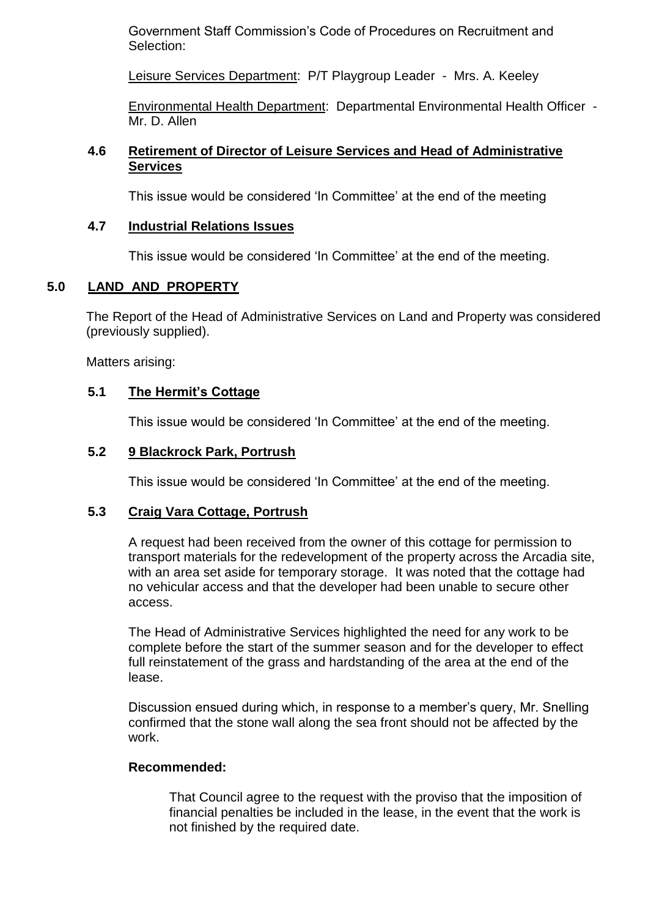Government Staff Commission's Code of Procedures on Recruitment and Selection:

Leisure Services Department: P/T Playgroup Leader - Mrs. A. Keeley

Environmental Health Department: Departmental Environmental Health Officer - Mr. D. Allen

### 4.6 Retirement of Director of Leisure Services and Head of Administrative Services

This issue would be considered 'In Committee' at the end of the meeting

### 4.7 Industrial Relations Issues

This issue would be considered 'In Committee' at the end of the meeting.

## 5.0 LAND AND PROPERTY

The Report of the Head of Administrative Services on Land and Property was considered (previously supplied).

Matters arising:

### 5.1 The Hermit's Cottage

This issue would be considered 'In Committee' at the end of the meeting.

### 5.2 9 Blackrock Park, Portrush

This issue would be considered 'In Committee' at the end of the meeting.

### 5.3 Craig Vara Cottage, Portrush

A request had been received from the owner of this cottage for permission to transport materials for the redevelopment of the property across the Arcadia site, with an area set aside for temporary storage. It was noted that the cottage had no vehicular access and that the developer had been unable to secure other access.

The Head of Administrative Services highlighted the need for any work to be complete before the start of the summer season and for the developer to effect full reinstatement of the grass and hardstanding of the area at the end of the lease.

Discussion ensued during which, in response to a member's query, Mr. Snelling confirmed that the stone wall along the sea front should not be affected by the work.

**Recommended:**

That Council agree to the request with the proviso that the imposition of financial penalties be included in the lease, in the event that the work is not finished by the required date.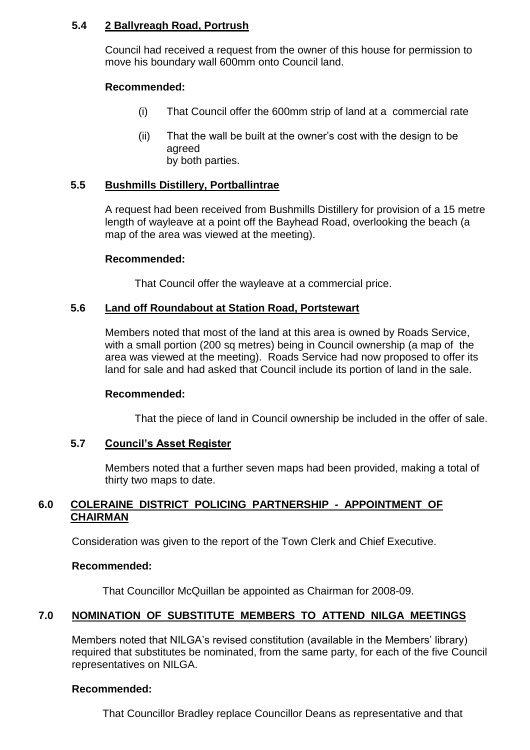### 5.4 2 Ballyreagh Road, Portrush

Council had received a request from the owner of this house for permission to move his boundary wall 600mm onto Council land.

**Recommended:**

(i) That Council offer the 600mm strip of land at a commercial rate

(ii) That the wall be built at the owner's cost with the design to be agreed by both parties.

### 5.5 Bushmills Distillery, Portballintrae

A request had been received from Bushmills Distillery for provision of a 15 metre length of wayleave at a point off the Bayhead Road, overlooking the beach (a map of the area was viewed at the meeting).

**Recommended:**

That Council offer the wayleave at a commercial price.

### 5.6 Land off Roundabout at Station Road, Portstewart

Members noted that most of the land at this area is owned by Roads Service, with a small portion (200 sq metres) being in Council ownership (a map of the area was viewed at the meeting). Roads Service had now proposed to offer its land for sale and had asked that Council include its portion of land in the sale.

**Recommended:**

That the piece of land in Council ownership be included in the offer of sale.

### 5.7 Council's Asset Register

Members noted that a further seven maps had been provided, making a total of thirty two maps to date.

## 6.0 COLERAINE DISTRICT POLICING PARTNERSHIP - APPOINTMENT OF CHAIRMAN

Consideration was given to the report of the Town Clerk and Chief Executive.

**Recommended:**

That Councillor McQuillan be appointed as Chairman for 2008-09.

## 7.0 NOMINATION OF SUBSTITUTE MEMBERS TO ATTEND NILGA MEETINGS

Members noted that NILGA's revised constitution (available in the Members' library) required that substitutes be nominated, from the same party, for each of the five Council representatives on NILGA.

**Recommended:**

That Councillor Bradley replace Councillor Deans as representative and that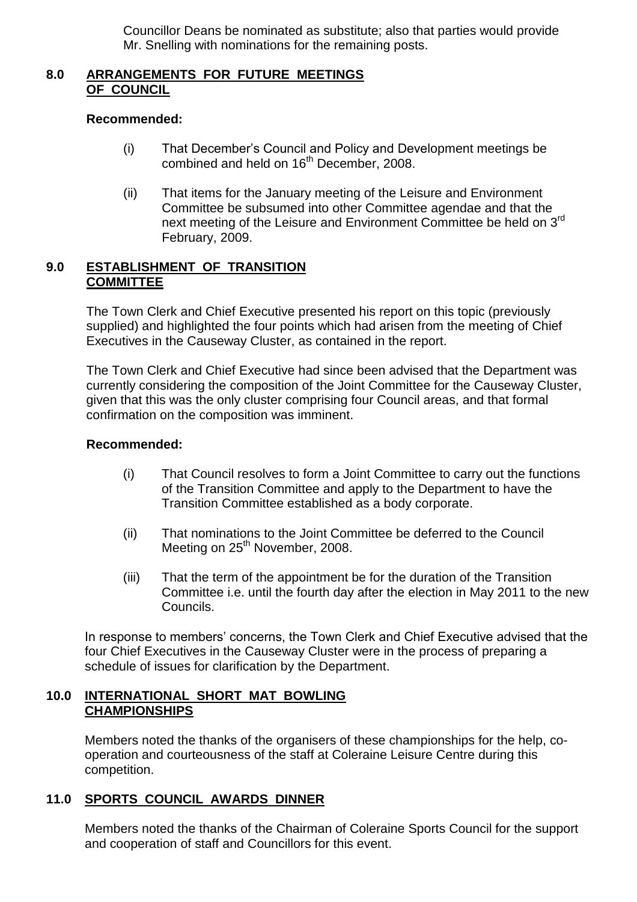Councillor Deans be nominated as substitute; also that parties would provide Mr. Snelling with nominations for the remaining posts.

## 8.0 ARRANGEMENTS FOR FUTURE MEETINGS OF COUNCIL

**Recommended:**

(i) That December's Council and Policy and Development meetings be combined and held on 16th December, 2008.

(ii) That items for the January meeting of the Leisure and Environment Committee be subsumed into other Committee agendae and that the next meeting of the Leisure and Environment Committee be held on 3rd February, 2009.

## 9.0 ESTABLISHMENT OF TRANSITION COMMITTEE

The Town Clerk and Chief Executive presented his report on this topic (previously supplied) and highlighted the four points which had arisen from the meeting of Chief Executives in the Causeway Cluster, as contained in the report.

The Town Clerk and Chief Executive had since been advised that the Department was currently considering the composition of the Joint Committee for the Causeway Cluster, given that this was the only cluster comprising four Council areas, and that formal confirmation on the composition was imminent.

**Recommended:**

(i) That Council resolves to form a Joint Committee to carry out the functions of the Transition Committee and apply to the Department to have the Transition Committee established as a body corporate.

(ii) That nominations to the Joint Committee be deferred to the Council Meeting on 25th November, 2008.

(iii) That the term of the appointment be for the duration of the Transition Committee i.e. until the fourth day after the election in May 2011 to the new Councils.

In response to members' concerns, the Town Clerk and Chief Executive advised that the four Chief Executives in the Causeway Cluster were in the process of preparing a schedule of issues for clarification by the Department.

## 10.0 INTERNATIONAL SHORT MAT BOWLING CHAMPIONSHIPS

Members noted the thanks of the organisers of these championships for the help, co-operation and courteousness of the staff at Coleraine Leisure Centre during this competition.

## 11.0 SPORTS COUNCIL AWARDS DINNER

Members noted the thanks of the Chairman of Coleraine Sports Council for the support and cooperation of staff and Councillors for this event.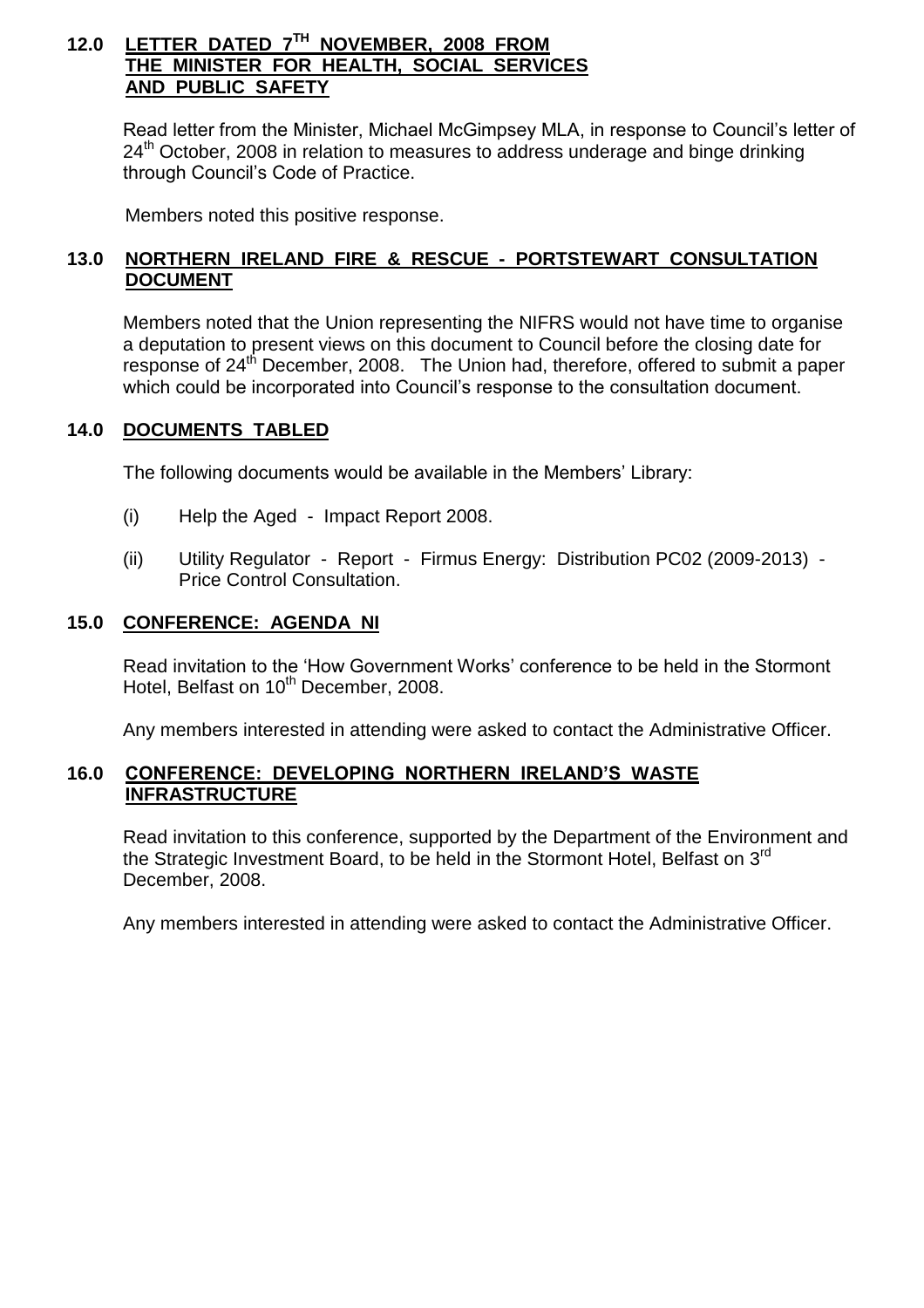## 12.0 LETTER DATED 7TH NOVEMBER, 2008 FROM THE MINISTER FOR HEALTH, SOCIAL SERVICES AND PUBLIC SAFETY

Read letter from the Minister, Michael McGimpsey MLA, in response to Council's letter of 24th October, 2008 in relation to measures to address underage and binge drinking through Council's Code of Practice.

Members noted this positive response.

## 13.0 NORTHERN IRELAND FIRE & RESCUE - PORTSTEWART CONSULTATION DOCUMENT

Members noted that the Union representing the NIFRS would not have time to organise a deputation to present views on this document to Council before the closing date for response of 24th December, 2008. The Union had, therefore, offered to submit a paper which could be incorporated into Council's response to the consultation document.

## 14.0 DOCUMENTS TABLED

The following documents would be available in the Members' Library:

(i) Help the Aged - Impact Report 2008.

(ii) Utility Regulator - Report - Firmus Energy: Distribution PC02 (2009-2013) - Price Control Consultation.

## 15.0 CONFERENCE: AGENDA NI

Read invitation to the 'How Government Works' conference to be held in the Stormont Hotel, Belfast on 10th December, 2008.

Any members interested in attending were asked to contact the Administrative Officer.

## 16.0 CONFERENCE: DEVELOPING NORTHERN IRELAND'S WASTE INFRASTRUCTURE

Read invitation to this conference, supported by the Department of the Environment and the Strategic Investment Board, to be held in the Stormont Hotel, Belfast on 3rd December, 2008.

Any members interested in attending were asked to contact the Administrative Officer.